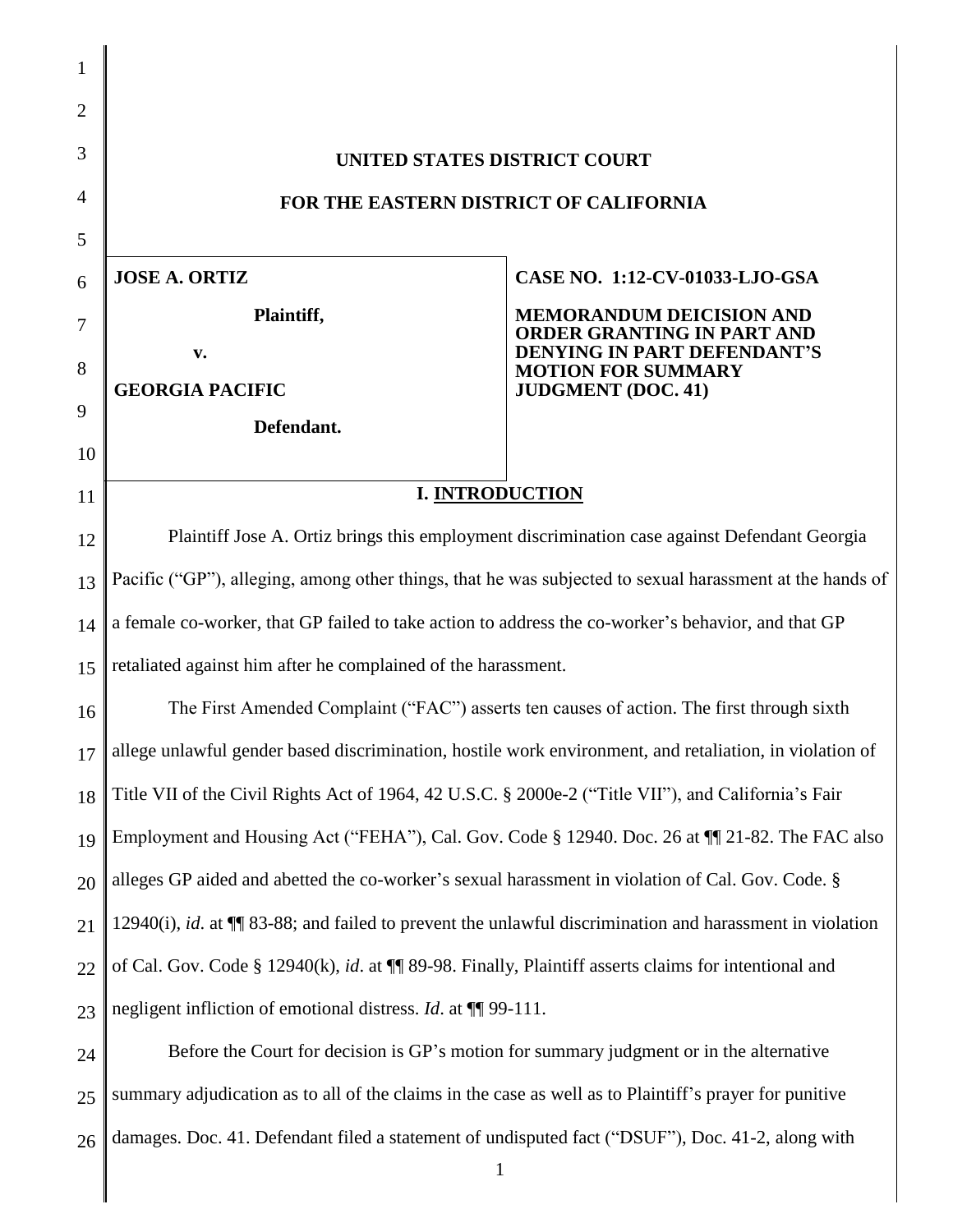# UNITED STATES DISTRICT COURT

# FOR THE EASTERN DISTRICT OF CALIFORNIA

| | |
|---|---|
| **JOSE A. ORTIZ**<br><br>**Plaintiff,**<br><br>**v.**<br><br>**GEORGIA PACIFIC**<br><br>**Defendant.** | **CASE NO. 1:12-CV-01033-LJO-GSA**<br><br>**MEMORANDUM DEICISION AND ORDER GRANTING IN PART AND DENYING IN PART DEFENDANT'S MOTION FOR SUMMARY JUDGMENT (DOC. 41)** |

## I. INTRODUCTION

Plaintiff Jose A. Ortiz brings this employment discrimination case against Defendant Georgia Pacific ("GP"), alleging, among other things, that he was subjected to sexual harassment at the hands of a female co-worker, that GP failed to take action to address the co-worker's behavior, and that GP retaliated against him after he complained of the harassment.

The First Amended Complaint ("FAC") asserts ten causes of action. The first through sixth allege unlawful gender based discrimination, hostile work environment, and retaliation, in violation of Title VII of the Civil Rights Act of 1964, 42 U.S.C. § 2000e-2 ("Title VII"), and California's Fair Employment and Housing Act ("FEHA"), Cal. Gov. Code § 12940. Doc. 26 at ¶¶ 21-82. The FAC also alleges GP aided and abetted the co-worker's sexual harassment in violation of Cal. Gov. Code. § 12940(i), *id*. at ¶¶ 83-88; and failed to prevent the unlawful discrimination and harassment in violation of Cal. Gov. Code § 12940(k), *id*. at ¶¶ 89-98. Finally, Plaintiff asserts claims for intentional and negligent infliction of emotional distress. *Id*. at ¶¶ 99-111.

Before the Court for decision is GP's motion for summary judgment or in the alternative summary adjudication as to all of the claims in the case as well as to Plaintiff's prayer for punitive damages. Doc. 41. Defendant filed a statement of undisputed fact ("DSUF"), Doc. 41-2, along with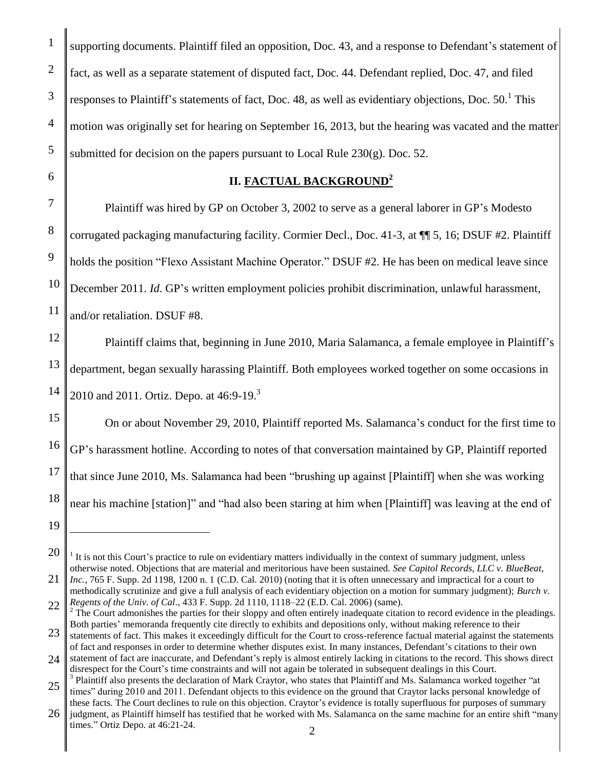supporting documents. Plaintiff filed an opposition, Doc. 43, and a response to Defendant's statement of fact, as well as a separate statement of disputed fact, Doc. 44. Defendant replied, Doc. 47, and filed responses to Plaintiff's statements of fact, Doc. 48, as well as evidentiary objections, Doc. 50.[1] This motion was originally set for hearing on September 16, 2013, but the hearing was vacated and the matter submitted for decision on the papers pursuant to Local Rule 230(g). Doc. 52.

## II. FACTUAL BACKGROUND[2]

Plaintiff was hired by GP on October 3, 2002 to serve as a general laborer in GP's Modesto corrugated packaging manufacturing facility. Cormier Decl., Doc. 41-3, at ¶¶ 5, 16; DSUF #2. Plaintiff holds the position "Flexo Assistant Machine Operator." DSUF #2. He has been on medical leave since December 2011. *Id*. GP's written employment policies prohibit discrimination, unlawful harassment, and/or retaliation. DSUF #8.

Plaintiff claims that, beginning in June 2010, Maria Salamanca, a female employee in Plaintiff's department, began sexually harassing Plaintiff. Both employees worked together on some occasions in 2010 and 2011. Ortiz. Depo. at 46:9-19.[3]

On or about November 29, 2010, Plaintiff reported Ms. Salamanca's conduct for the first time to GP's harassment hotline. According to notes of that conversation maintained by GP, Plaintiff reported that since June 2010, Ms. Salamanca had been "brushing up against [Plaintiff] when she was working near his machine [station]" and "had also been staring at him when [Plaintiff] was leaving at the end of

---

[1] It is not this Court's practice to rule on evidentiary matters individually in the context of summary judgment, unless otherwise noted. Objections that are material and meritorious have been sustained. *See Capitol Records, LLC v. BlueBeat, Inc.*, 765 F. Supp. 2d 1198, 1200 n. 1 (C.D. Cal. 2010) (noting that it is often unnecessary and impractical for a court to methodically scrutinize and give a full analysis of each evidentiary objection on a motion for summary judgment); *Burch v. Regents of the Univ. of Cal*., 433 F. Supp. 2d 1110, 1118–22 (E.D. Cal. 2006) (same).

[2] The Court admonishes the parties for their sloppy and often entirely inadequate citation to record evidence in the pleadings. Both parties' memoranda frequently cite directly to exhibits and depositions only, without making reference to their statements of fact. This makes it exceedingly difficult for the Court to cross-reference factual material against the statements of fact and responses in order to determine whether disputes exist. In many instances, Defendant's citations to their own statement of fact are inaccurate, and Defendant's reply is almost entirely lacking in citations to the record. This shows direct disrespect for the Court's time constraints and will not again be tolerated in subsequent dealings in this Court.

[3] Plaintiff also presents the declaration of Mark Craytor, who states that Plaintiff and Ms. Salamanca worked together "at times" during 2010 and 2011. Defendant objects to this evidence on the ground that Craytor lacks personal knowledge of these facts. The Court declines to rule on this objection. Craytor's evidence is totally superfluous for purposes of summary judgment, as Plaintiff himself has testified that he worked with Ms. Salamanca on the same machine for an entire shift "many times." Ortiz Depo. at 46:21-24.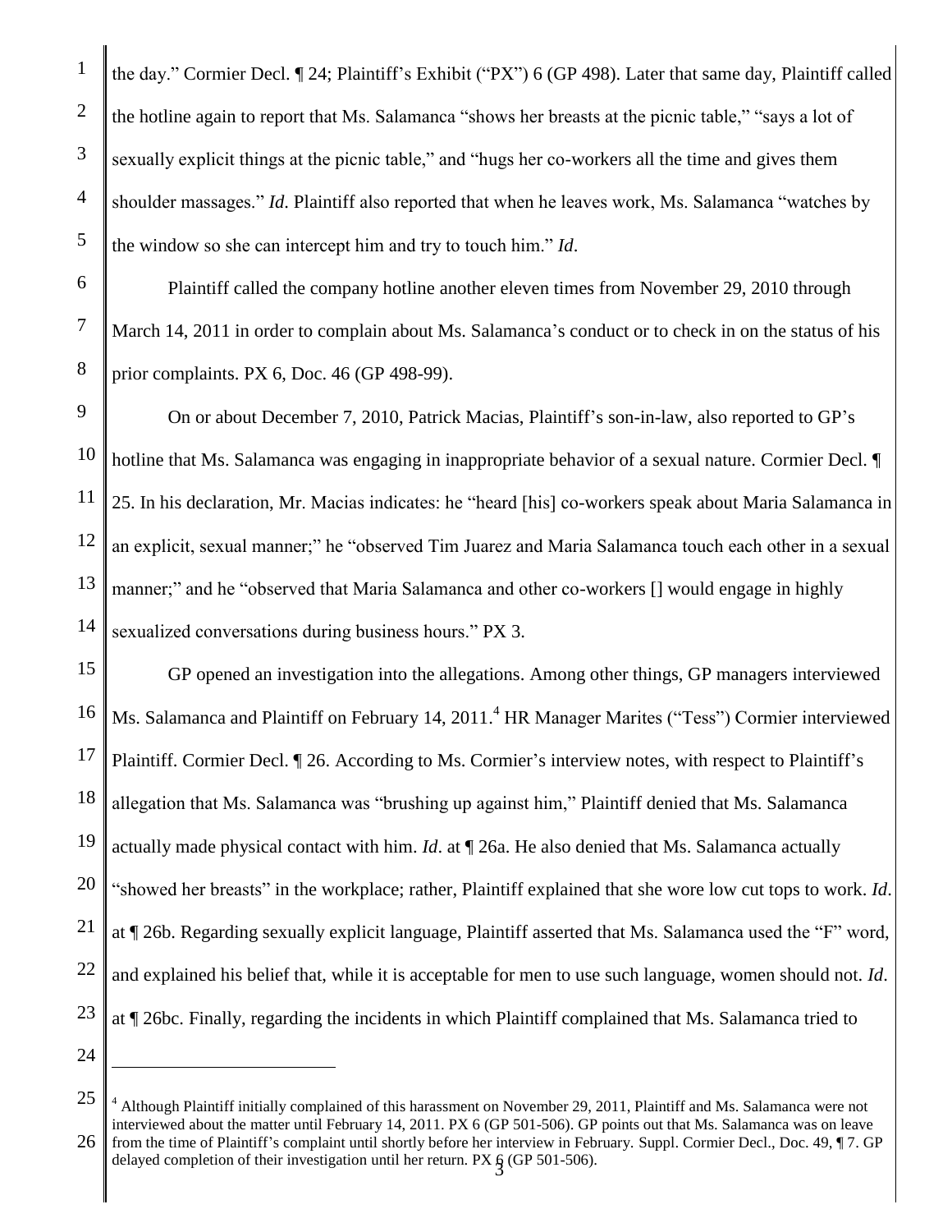the day." Cormier Decl. ¶ 24; Plaintiff's Exhibit ("PX") 6 (GP 498). Later that same day, Plaintiff called the hotline again to report that Ms. Salamanca "shows her breasts at the picnic table," "says a lot of sexually explicit things at the picnic table," and "hugs her co-workers all the time and gives them shoulder massages." *Id*. Plaintiff also reported that when he leaves work, Ms. Salamanca "watches by the window so she can intercept him and try to touch him." *Id*.

Plaintiff called the company hotline another eleven times from November 29, 2010 through March 14, 2011 in order to complain about Ms. Salamanca's conduct or to check in on the status of his prior complaints. PX 6, Doc. 46 (GP 498-99).

On or about December 7, 2010, Patrick Macias, Plaintiff's son-in-law, also reported to GP's hotline that Ms. Salamanca was engaging in inappropriate behavior of a sexual nature. Cormier Decl. ¶ 25. In his declaration, Mr. Macias indicates: he "heard [his] co-workers speak about Maria Salamanca in an explicit, sexual manner;" he "observed Tim Juarez and Maria Salamanca touch each other in a sexual manner;" and he "observed that Maria Salamanca and other co-workers [] would engage in highly sexualized conversations during business hours." PX 3.

GP opened an investigation into the allegations. Among other things, GP managers interviewed Ms. Salamanca and Plaintiff on February 14, 2011.[4] HR Manager Marites ("Tess") Cormier interviewed Plaintiff. Cormier Decl. ¶ 26. According to Ms. Cormier's interview notes, with respect to Plaintiff's allegation that Ms. Salamanca was "brushing up against him," Plaintiff denied that Ms. Salamanca actually made physical contact with him. *Id*. at ¶ 26a. He also denied that Ms. Salamanca actually "showed her breasts" in the workplace; rather, Plaintiff explained that she wore low cut tops to work. *Id*. at ¶ 26b. Regarding sexually explicit language, Plaintiff asserted that Ms. Salamanca used the "F" word, and explained his belief that, while it is acceptable for men to use such language, women should not. *Id*. at ¶ 26bc. Finally, regarding the incidents in which Plaintiff complained that Ms. Salamanca tried to

---

[4] Although Plaintiff initially complained of this harassment on November 29, 2011, Plaintiff and Ms. Salamanca were not interviewed about the matter until February 14, 2011. PX 6 (GP 501-506). GP points out that Ms. Salamanca was on leave from the time of Plaintiff's complaint until shortly before her interview in February. Suppl. Cormier Decl., Doc. 49, ¶ 7. GP delayed completion of their investigation until her return. PX 6 (GP 501-506).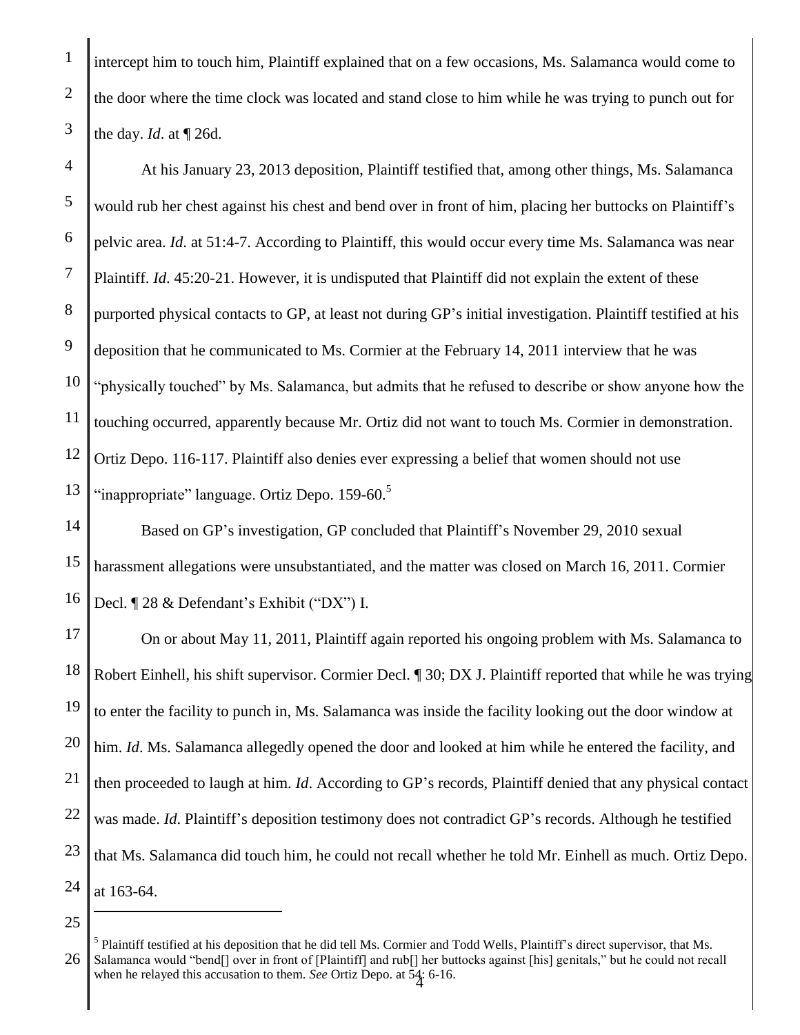intercept him to touch him, Plaintiff explained that on a few occasions, Ms. Salamanca would come to the door where the time clock was located and stand close to him while he was trying to punch out for the day. *Id*. at ¶ 26d.

At his January 23, 2013 deposition, Plaintiff testified that, among other things, Ms. Salamanca would rub her chest against his chest and bend over in front of him, placing her buttocks on Plaintiff's pelvic area. *Id.* at 51:4-7. According to Plaintiff, this would occur every time Ms. Salamanca was near Plaintiff. *Id*. 45:20-21. However, it is undisputed that Plaintiff did not explain the extent of these purported physical contacts to GP, at least not during GP's initial investigation. Plaintiff testified at his deposition that he communicated to Ms. Cormier at the February 14, 2011 interview that he was "physically touched" by Ms. Salamanca, but admits that he refused to describe or show anyone how the touching occurred, apparently because Mr. Ortiz did not want to touch Ms. Cormier in demonstration. Ortiz Depo. 116-117. Plaintiff also denies ever expressing a belief that women should not use "inappropriate" language. Ortiz Depo. 159-60.[5]

Based on GP's investigation, GP concluded that Plaintiff's November 29, 2010 sexual harassment allegations were unsubstantiated, and the matter was closed on March 16, 2011. Cormier Decl. ¶ 28 & Defendant's Exhibit ("DX") I.

On or about May 11, 2011, Plaintiff again reported his ongoing problem with Ms. Salamanca to Robert Einhell, his shift supervisor. Cormier Decl. ¶ 30; DX J. Plaintiff reported that while he was trying to enter the facility to punch in, Ms. Salamanca was inside the facility looking out the door window at him. *Id*. Ms. Salamanca allegedly opened the door and looked at him while he entered the facility, and then proceeded to laugh at him. *Id*. According to GP's records, Plaintiff denied that any physical contact was made. *Id*. Plaintiff's deposition testimony does not contradict GP's records. Although he testified that Ms. Salamanca did touch him, he could not recall whether he told Mr. Einhell as much. Ortiz Depo. at 163-64.

---

[5] Plaintiff testified at his deposition that he did tell Ms. Cormier and Todd Wells, Plaintiff's direct supervisor, that Ms. Salamanca would "bend[] over in front of [Plaintiff] and rub[] her buttocks against [his] genitals," but he could not recall when he relayed this accusation to them. *See* Ortiz Depo. at 54: 6-16.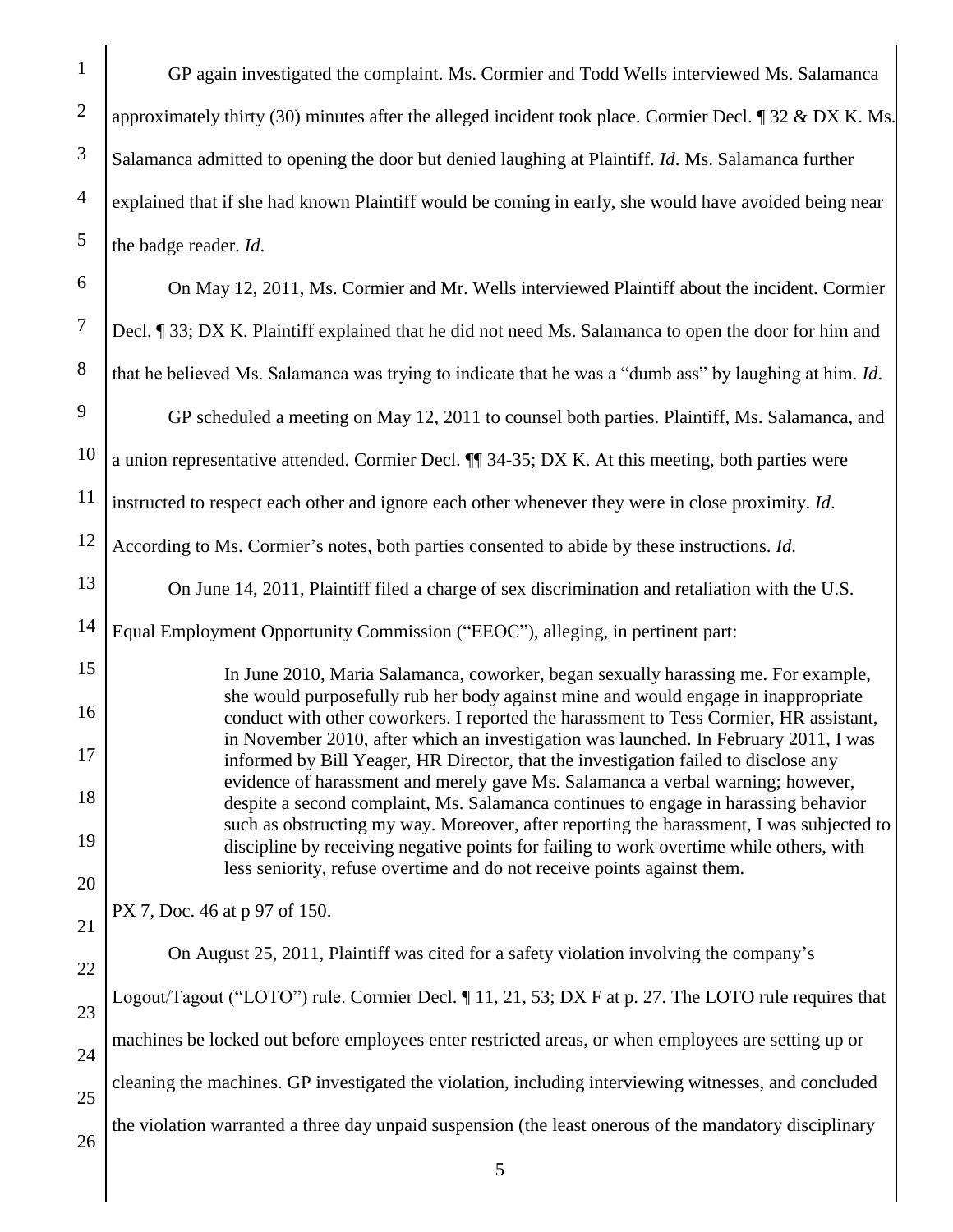GP again investigated the complaint. Ms. Cormier and Todd Wells interviewed Ms. Salamanca approximately thirty (30) minutes after the alleged incident took place. Cormier Decl. ¶ 32 & DX K. Ms. Salamanca admitted to opening the door but denied laughing at Plaintiff. *Id*. Ms. Salamanca further explained that if she had known Plaintiff would be coming in early, she would have avoided being near the badge reader. *Id*.

On May 12, 2011, Ms. Cormier and Mr. Wells interviewed Plaintiff about the incident. Cormier Decl. ¶ 33; DX K. Plaintiff explained that he did not need Ms. Salamanca to open the door for him and that he believed Ms. Salamanca was trying to indicate that he was a "dumb ass" by laughing at him. *Id*.

GP scheduled a meeting on May 12, 2011 to counsel both parties. Plaintiff, Ms. Salamanca, and a union representative attended. Cormier Decl. ¶¶ 34-35; DX K. At this meeting, both parties were instructed to respect each other and ignore each other whenever they were in close proximity. *Id*. According to Ms. Cormier's notes, both parties consented to abide by these instructions. *Id*.

On June 14, 2011, Plaintiff filed a charge of sex discrimination and retaliation with the U.S. Equal Employment Opportunity Commission ("EEOC"), alleging, in pertinent part:

> In June 2010, Maria Salamanca, coworker, began sexually harassing me. For example, she would purposefully rub her body against mine and would engage in inappropriate conduct with other coworkers. I reported the harassment to Tess Cormier, HR assistant, in November 2010, after which an investigation was launched. In February 2011, I was informed by Bill Yeager, HR Director, that the investigation failed to disclose any evidence of harassment and merely gave Ms. Salamanca a verbal warning; however, despite a second complaint, Ms. Salamanca continues to engage in harassing behavior such as obstructing my way. Moreover, after reporting the harassment, I was subjected to discipline by receiving negative points for failing to work overtime while others, with less seniority, refuse overtime and do not receive points against them.

PX 7, Doc. 46 at p 97 of 150.

On August 25, 2011, Plaintiff was cited for a safety violation involving the company's Logout/Tagout ("LOTO") rule. Cormier Decl. ¶ 11, 21, 53; DX F at p. 27. The LOTO rule requires that machines be locked out before employees enter restricted areas, or when employees are setting up or cleaning the machines. GP investigated the violation, including interviewing witnesses, and concluded the violation warranted a three day unpaid suspension (the least onerous of the mandatory disciplinary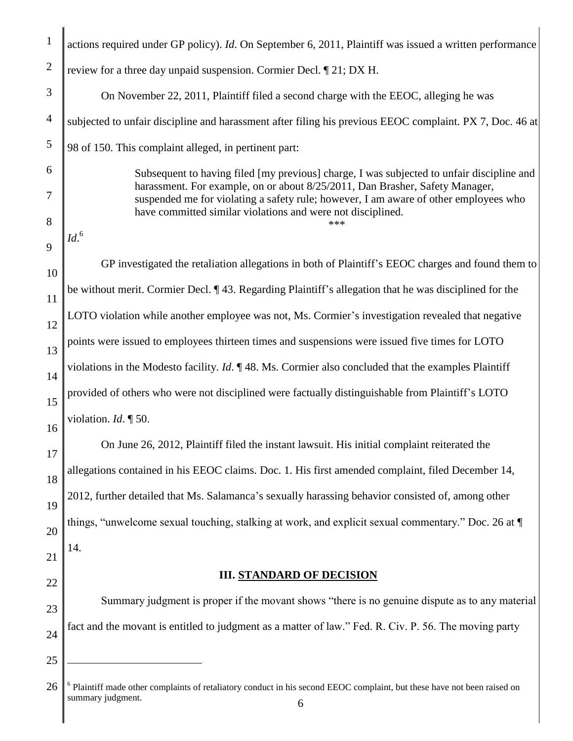actions required under GP policy). *Id*. On September 6, 2011, Plaintiff was issued a written performance review for a three day unpaid suspension. Cormier Decl. ¶ 21; DX H.

On November 22, 2011, Plaintiff filed a second charge with the EEOC, alleging he was subjected to unfair discipline and harassment after filing his previous EEOC complaint. PX 7, Doc. 46 at 98 of 150. This complaint alleged, in pertinent part:

> Subsequent to having filed [my previous] charge, I was subjected to unfair discipline and harassment. For example, on or about 8/25/2011, Dan Brasher, Safety Manager, suspended me for violating a safety rule; however, I am aware of other employees who have committed similar violations and were not disciplined.
>
> ***

*Id*.[6]

GP investigated the retaliation allegations in both of Plaintiff's EEOC charges and found them to be without merit. Cormier Decl. ¶ 43. Regarding Plaintiff's allegation that he was disciplined for the LOTO violation while another employee was not, Ms. Cormier's investigation revealed that negative points were issued to employees thirteen times and suspensions were issued five times for LOTO violations in the Modesto facility. *Id*. ¶ 48. Ms. Cormier also concluded that the examples Plaintiff provided of others who were not disciplined were factually distinguishable from Plaintiff's LOTO violation. *Id*. ¶ 50.

On June 26, 2012, Plaintiff filed the instant lawsuit. His initial complaint reiterated the allegations contained in his EEOC claims. Doc. 1. His first amended complaint, filed December 14, 2012, further detailed that Ms. Salamanca's sexually harassing behavior consisted of, among other things, "unwelcome sexual touching, stalking at work, and explicit sexual commentary." Doc. 26 at ¶ 14.

## III. STANDARD OF DECISION

Summary judgment is proper if the movant shows "there is no genuine dispute as to any material fact and the movant is entitled to judgment as a matter of law." Fed. R. Civ. P. 56. The moving party

---

[6] Plaintiff made other complaints of retaliatory conduct in his second EEOC complaint, but these have not been raised on summary judgment.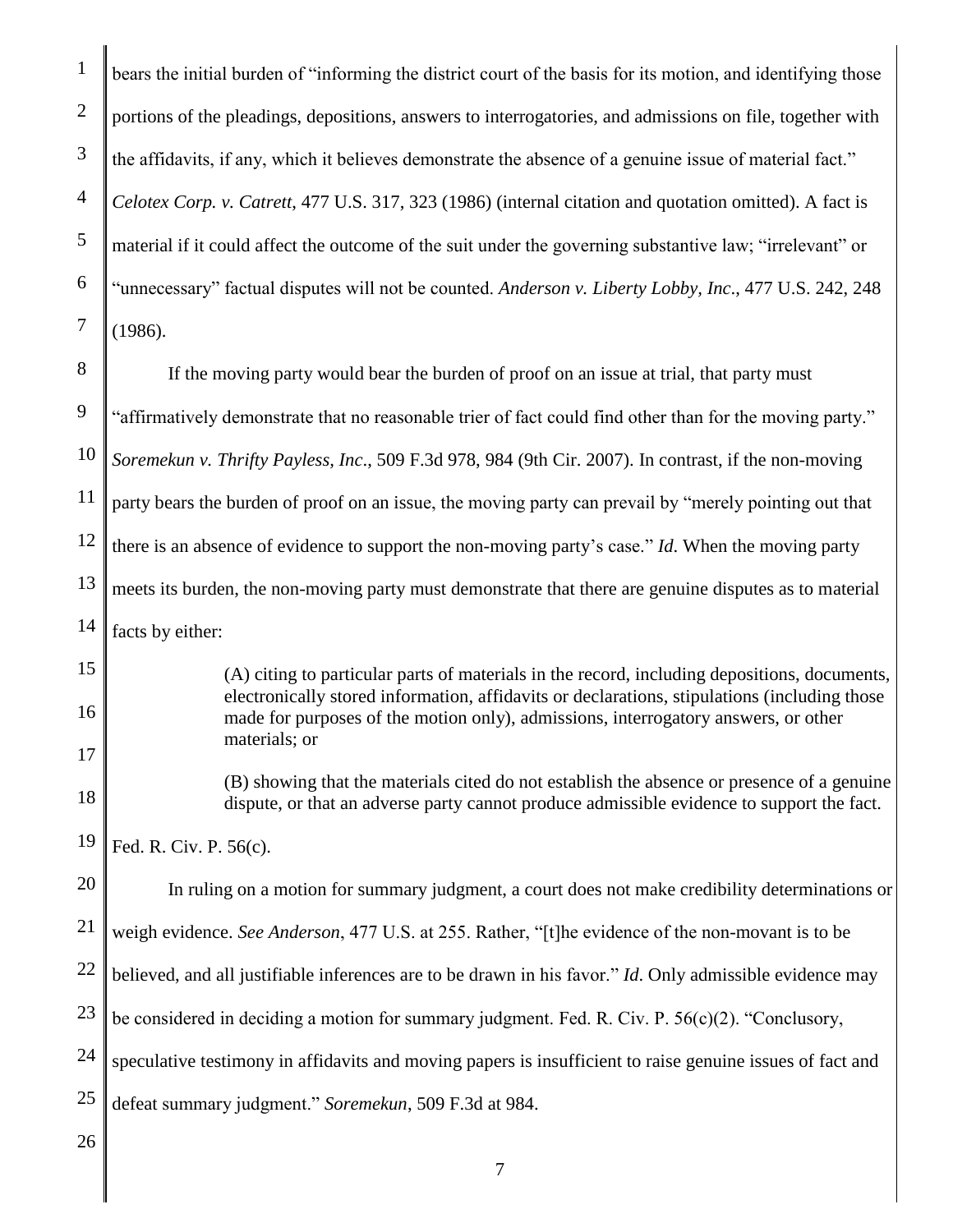bears the initial burden of "informing the district court of the basis for its motion, and identifying those portions of the pleadings, depositions, answers to interrogatories, and admissions on file, together with the affidavits, if any, which it believes demonstrate the absence of a genuine issue of material fact." *Celotex Corp. v. Catrett*, 477 U.S. 317, 323 (1986) (internal citation and quotation omitted). A fact is material if it could affect the outcome of the suit under the governing substantive law; "irrelevant" or "unnecessary" factual disputes will not be counted. *Anderson v. Liberty Lobby, Inc*., 477 U.S. 242, 248 (1986).

If the moving party would bear the burden of proof on an issue at trial, that party must "affirmatively demonstrate that no reasonable trier of fact could find other than for the moving party." *Soremekun v. Thrifty Payless, Inc*., 509 F.3d 978, 984 (9th Cir. 2007). In contrast, if the non-moving party bears the burden of proof on an issue, the moving party can prevail by "merely pointing out that there is an absence of evidence to support the non-moving party's case." *Id*. When the moving party meets its burden, the non-moving party must demonstrate that there are genuine disputes as to material facts by either:

> (A) citing to particular parts of materials in the record, including depositions, documents, electronically stored information, affidavits or declarations, stipulations (including those made for purposes of the motion only), admissions, interrogatory answers, or other materials; or
>
> (B) showing that the materials cited do not establish the absence or presence of a genuine dispute, or that an adverse party cannot produce admissible evidence to support the fact.

Fed. R. Civ. P. 56(c).

In ruling on a motion for summary judgment, a court does not make credibility determinations or weigh evidence. *See Anderson*, 477 U.S. at 255. Rather, "[t]he evidence of the non-movant is to be believed, and all justifiable inferences are to be drawn in his favor." *Id*. Only admissible evidence may be considered in deciding a motion for summary judgment. Fed. R. Civ. P. 56(c)(2). "Conclusory, speculative testimony in affidavits and moving papers is insufficient to raise genuine issues of fact and defeat summary judgment." *Soremekun*, 509 F.3d at 984.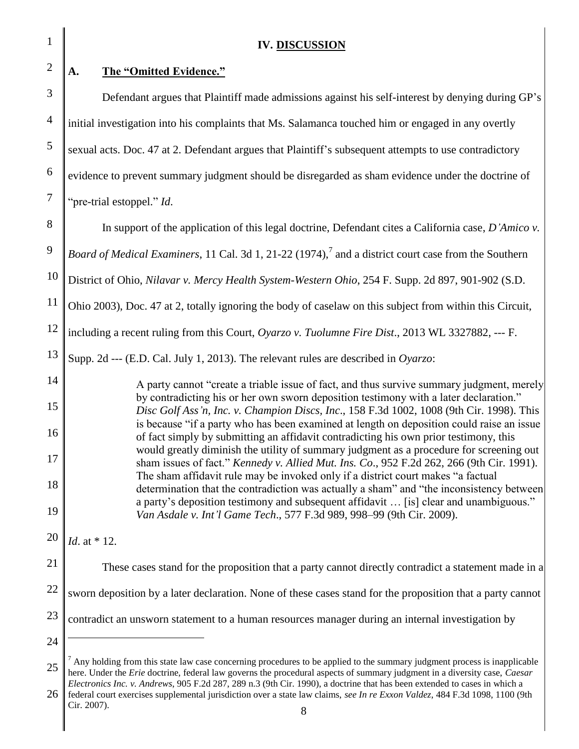## IV. DISCUSSION

### A. The "Omitted Evidence."

Defendant argues that Plaintiff made admissions against his self-interest by denying during GP's initial investigation into his complaints that Ms. Salamanca touched him or engaged in any overtly sexual acts. Doc. 47 at 2. Defendant argues that Plaintiff's subsequent attempts to use contradictory evidence to prevent summary judgment should be disregarded as sham evidence under the doctrine of "pre-trial estoppel." *Id*.

In support of the application of this legal doctrine, Defendant cites a California case, *D'Amico v. Board of Medical Examiners*, 11 Cal. 3d 1, 21-22 (1974),[7] and a district court case from the Southern District of Ohio, *Nilavar v. Mercy Health System-Western Ohio*, 254 F. Supp. 2d 897, 901-902 (S.D. Ohio 2003), Doc. 47 at 2, totally ignoring the body of caselaw on this subject from within this Circuit, including a recent ruling from this Court, *Oyarzo v. Tuolumne Fire Dist*., 2013 WL 3327882, --- F. Supp. 2d --- (E.D. Cal. July 1, 2013). The relevant rules are described in *Oyarzo*:

> A party cannot "create a triable issue of fact, and thus survive summary judgment, merely by contradicting his or her own sworn deposition testimony with a later declaration." *Disc Golf Ass'n, Inc. v. Champion Discs, Inc*., 158 F.3d 1002, 1008 (9th Cir. 1998). This is because "if a party who has been examined at length on deposition could raise an issue of fact simply by submitting an affidavit contradicting his own prior testimony, this would greatly diminish the utility of summary judgment as a procedure for screening out sham issues of fact." *Kennedy v. Allied Mut. Ins. Co*., 952 F.2d 262, 266 (9th Cir. 1991). The sham affidavit rule may be invoked only if a district court makes "a factual determination that the contradiction was actually a sham" and "the inconsistency between a party's deposition testimony and subsequent affidavit … [is] clear and unambiguous." *Van Asdale v. Int'l Game Tech*., 577 F.3d 989, 998–99 (9th Cir. 2009).

*Id*. at * 12.

These cases stand for the proposition that a party cannot directly contradict a statement made in a sworn deposition by a later declaration. None of these cases stand for the proposition that a party cannot contradict an unsworn statement to a human resources manager during an internal investigation by

---

[7] Any holding from this state law case concerning procedures to be applied to the summary judgment process is inapplicable here. Under the *Erie* doctrine, federal law governs the procedural aspects of summary judgment in a diversity case, *Caesar Electronics Inc. v. Andrews*, 905 F.2d 287, 289 n.3 (9th Cir. 1990), a doctrine that has been extended to cases in which a federal court exercises supplemental jurisdiction over a state law claims, *see In re Exxon Valdez*, 484 F.3d 1098, 1100 (9th Cir. 2007).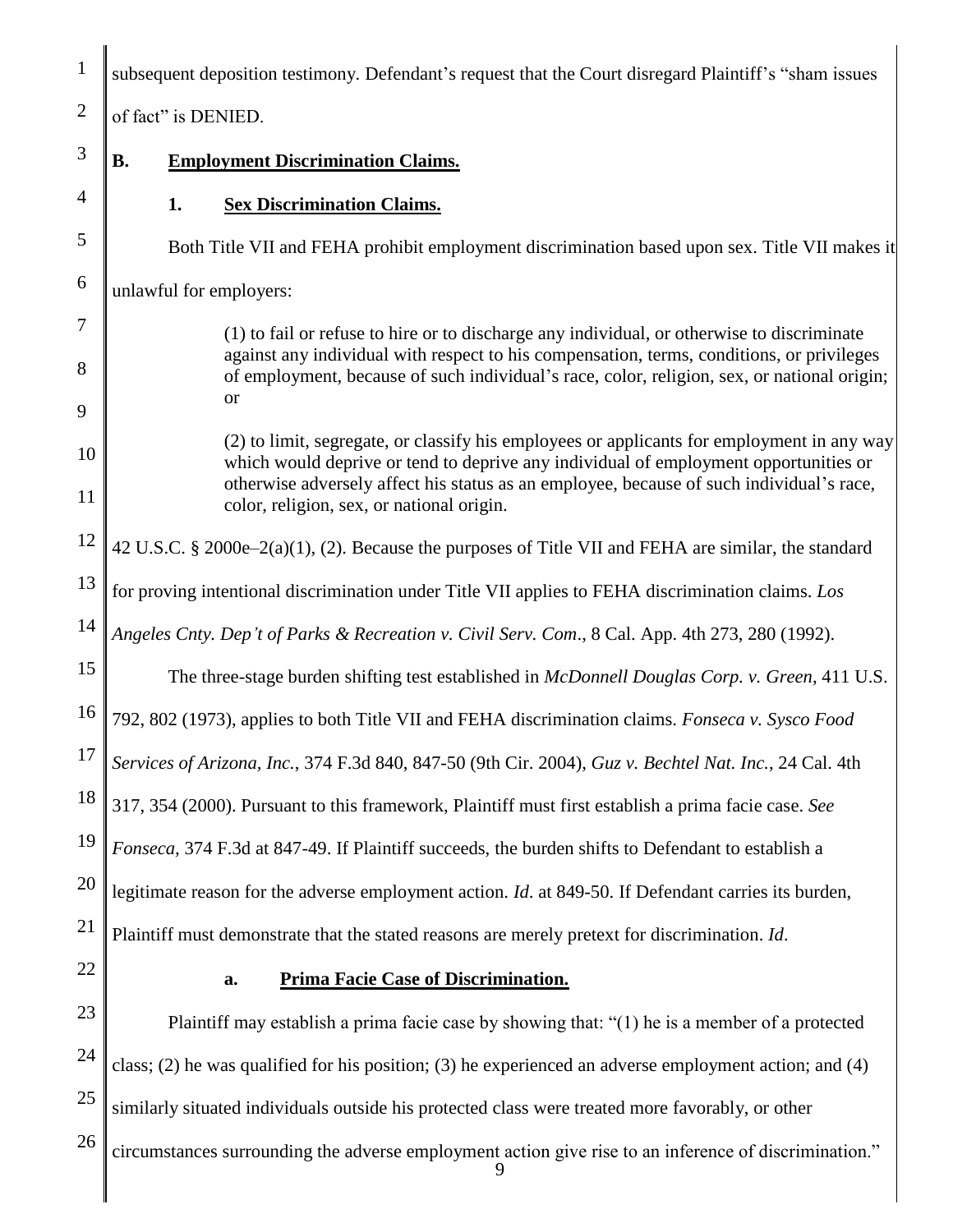subsequent deposition testimony. Defendant's request that the Court disregard Plaintiff's "sham issues of fact" is DENIED.

## B. Employment Discrimination Claims.

### 1. Sex Discrimination Claims.

Both Title VII and FEHA prohibit employment discrimination based upon sex. Title VII makes it unlawful for employers:

> (1) to fail or refuse to hire or to discharge any individual, or otherwise to discriminate against any individual with respect to his compensation, terms, conditions, or privileges of employment, because of such individual's race, color, religion, sex, or national origin; or
>
> (2) to limit, segregate, or classify his employees or applicants for employment in any way which would deprive or tend to deprive any individual of employment opportunities or otherwise adversely affect his status as an employee, because of such individual's race, color, religion, sex, or national origin.

42 U.S.C. § 2000e–2(a)(1), (2). Because the purposes of Title VII and FEHA are similar, the standard for proving intentional discrimination under Title VII applies to FEHA discrimination claims. *Los Angeles Cnty. Dep't of Parks & Recreation v. Civil Serv. Com*., 8 Cal. App. 4th 273, 280 (1992).

The three-stage burden shifting test established in *McDonnell Douglas Corp. v. Green*, 411 U.S. 792, 802 (1973), applies to both Title VII and FEHA discrimination claims. *Fonseca v. Sysco Food Services of Arizona, Inc.*, 374 F.3d 840, 847-50 (9th Cir. 2004), *Guz v. Bechtel Nat. Inc.*, 24 Cal. 4th 317, 354 (2000). Pursuant to this framework, Plaintiff must first establish a prima facie case. *See Fonseca*, 374 F.3d at 847-49. If Plaintiff succeeds, the burden shifts to Defendant to establish a legitimate reason for the adverse employment action. *Id.* at 849-50. If Defendant carries its burden, Plaintiff must demonstrate that the stated reasons are merely pretext for discrimination. *Id*.

#### a. Prima Facie Case of Discrimination.

Plaintiff may establish a prima facie case by showing that: "(1) he is a member of a protected class; (2) he was qualified for his position; (3) he experienced an adverse employment action; and (4) similarly situated individuals outside his protected class were treated more favorably, or other circumstances surrounding the adverse employment action give rise to an inference of discrimination."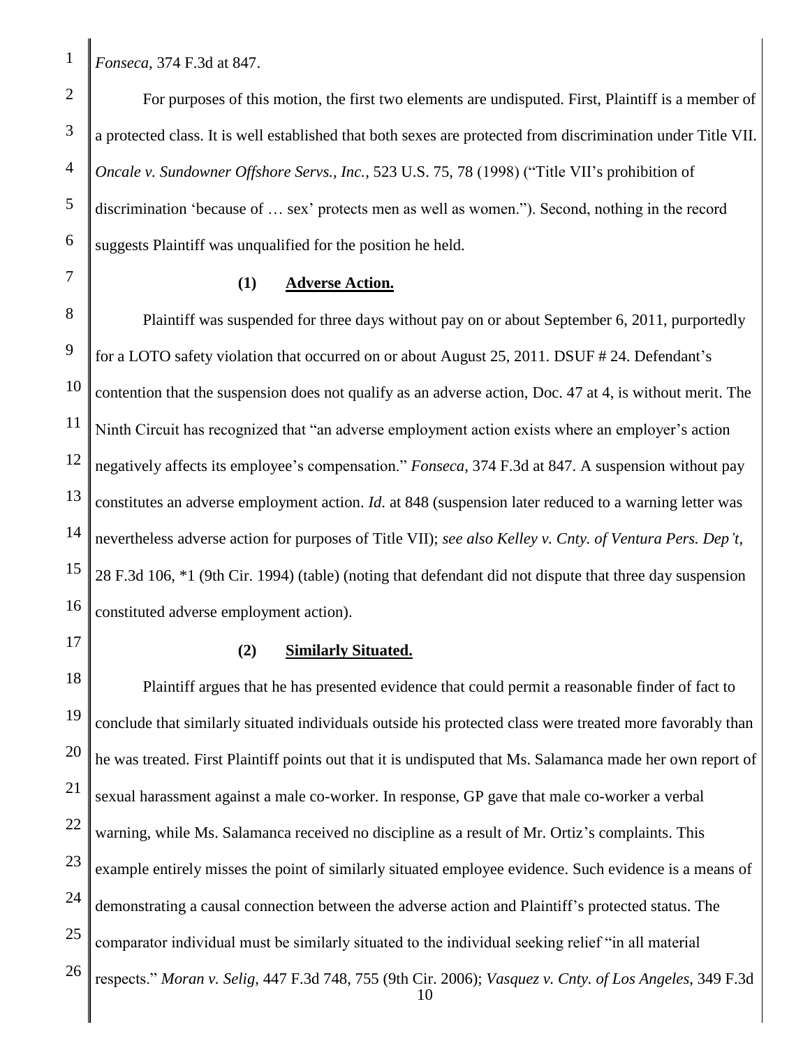*Fonseca*, 374 F.3d at 847.

For purposes of this motion, the first two elements are undisputed. First, Plaintiff is a member of a protected class. It is well established that both sexes are protected from discrimination under Title VII. *Oncale v. Sundowner Offshore Servs., Inc.*, 523 U.S. 75, 78 (1998) ("Title VII's prohibition of discrimination 'because of … sex' protects men as well as women."). Second, nothing in the record suggests Plaintiff was unqualified for the position he held.

**(1) Adverse Action.**

Plaintiff was suspended for three days without pay on or about September 6, 2011, purportedly for a LOTO safety violation that occurred on or about August 25, 2011. DSUF # 24. Defendant's contention that the suspension does not qualify as an adverse action, Doc. 47 at 4, is without merit. The Ninth Circuit has recognized that "an adverse employment action exists where an employer's action negatively affects its employee's compensation." *Fonseca*, 374 F.3d at 847. A suspension without pay constitutes an adverse employment action. *Id.* at 848 (suspension later reduced to a warning letter was nevertheless adverse action for purposes of Title VII); *see also Kelley v. Cnty. of Ventura Pers. Dep't*, 28 F.3d 106, *1 (9th Cir. 1994) (table) (noting that defendant did not dispute that three day suspension constituted adverse employment action).

**(2) Similarly Situated.**

Plaintiff argues that he has presented evidence that could permit a reasonable finder of fact to conclude that similarly situated individuals outside his protected class were treated more favorably than he was treated. First Plaintiff points out that it is undisputed that Ms. Salamanca made her own report of sexual harassment against a male co-worker. In response, GP gave that male co-worker a verbal warning, while Ms. Salamanca received no discipline as a result of Mr. Ortiz's complaints. This example entirely misses the point of similarly situated employee evidence. Such evidence is a means of demonstrating a causal connection between the adverse action and Plaintiff's protected status. The comparator individual must be similarly situated to the individual seeking relief "in all material respects." *Moran v. Selig*, 447 F.3d 748, 755 (9th Cir. 2006); *Vasquez v. Cnty. of Los Angeles*, 349 F.3d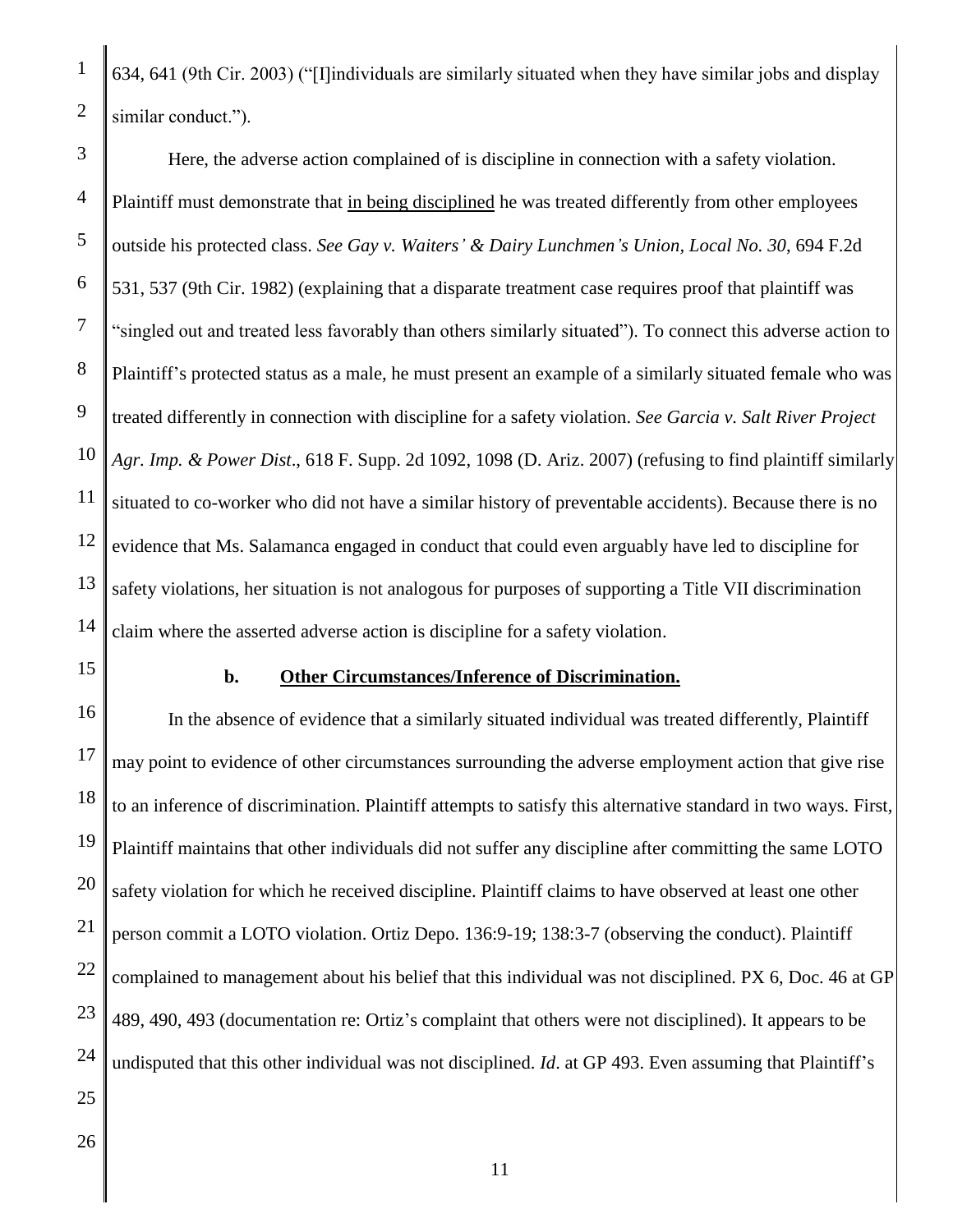634, 641 (9th Cir. 2003) ("[I]individuals are similarly situated when they have similar jobs and display similar conduct.").

Here, the adverse action complained of is discipline in connection with a safety violation. Plaintiff must demonstrate that <u>in being disciplined</u> he was treated differently from other employees outside his protected class. *See Gay v. Waiters' & Dairy Lunchmen's Union, Local No. 30*, 694 F.2d 531, 537 (9th Cir. 1982) (explaining that a disparate treatment case requires proof that plaintiff was "singled out and treated less favorably than others similarly situated"). To connect this adverse action to Plaintiff's protected status as a male, he must present an example of a similarly situated female who was treated differently in connection with discipline for a safety violation. *See Garcia v. Salt River Project Agr. Imp. & Power Dist*., 618 F. Supp. 2d 1092, 1098 (D. Ariz. 2007) (refusing to find plaintiff similarly situated to co-worker who did not have a similar history of preventable accidents). Because there is no evidence that Ms. Salamanca engaged in conduct that could even arguably have led to discipline for safety violations, her situation is not analogous for purposes of supporting a Title VII discrimination claim where the asserted adverse action is discipline for a safety violation.

**b. <u>Other Circumstances/Inference of Discrimination.</u>**

In the absence of evidence that a similarly situated individual was treated differently, Plaintiff may point to evidence of other circumstances surrounding the adverse employment action that give rise to an inference of discrimination. Plaintiff attempts to satisfy this alternative standard in two ways. First, Plaintiff maintains that other individuals did not suffer any discipline after committing the same LOTO safety violation for which he received discipline. Plaintiff claims to have observed at least one other person commit a LOTO violation. Ortiz Depo. 136:9-19; 138:3-7 (observing the conduct). Plaintiff complained to management about his belief that this individual was not disciplined. PX 6, Doc. 46 at GP 489, 490, 493 (documentation re: Ortiz's complaint that others were not disciplined). It appears to be undisputed that this other individual was not disciplined. *Id*. at GP 493. Even assuming that Plaintiff's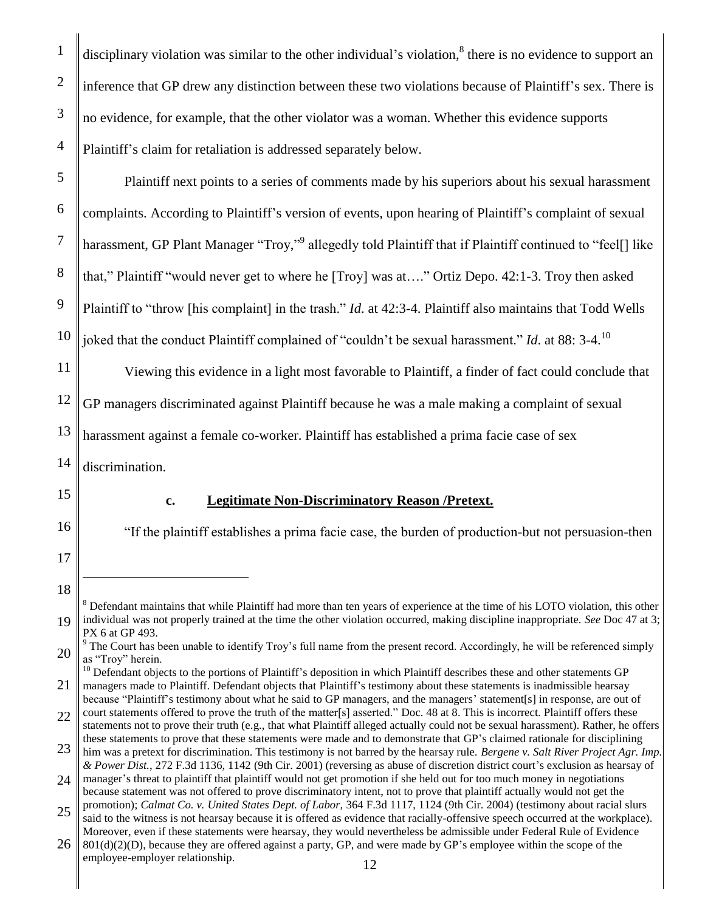disciplinary violation was similar to the other individual's violation,[8] there is no evidence to support an inference that GP drew any distinction between these two violations because of Plaintiff's sex. There is no evidence, for example, that the other violator was a woman. Whether this evidence supports Plaintiff's claim for retaliation is addressed separately below.

Plaintiff next points to a series of comments made by his superiors about his sexual harassment complaints. According to Plaintiff's version of events, upon hearing of Plaintiff's complaint of sexual harassment, GP Plant Manager "Troy,"[9] allegedly told Plaintiff that if Plaintiff continued to "feel[] like that," Plaintiff "would never get to where he [Troy] was at…." Ortiz Depo. 42:1-3. Troy then asked Plaintiff to "throw [his complaint] in the trash." *Id*. at 42:3-4. Plaintiff also maintains that Todd Wells joked that the conduct Plaintiff complained of "couldn't be sexual harassment." *Id*. at 88: 3-4.[10]

Viewing this evidence in a light most favorable to Plaintiff, a finder of fact could conclude that GP managers discriminated against Plaintiff because he was a male making a complaint of sexual harassment against a female co-worker. Plaintiff has established a prima facie case of sex discrimination.

**c. Legitimate Non-Discriminatory Reason /Pretext.**

"If the plaintiff establishes a prima facie case, the burden of production-but not persuasion-then

---

[8] Defendant maintains that while Plaintiff had more than ten years of experience at the time of his LOTO violation, this other individual was not properly trained at the time the other violation occurred, making discipline inappropriate. *See* Doc 47 at 3; PX 6 at GP 493.

[9] The Court has been unable to identify Troy's full name from the present record. Accordingly, he will be referenced simply as "Troy" herein.

[10] Defendant objects to the portions of Plaintiff's deposition in which Plaintiff describes these and other statements GP managers made to Plaintiff. Defendant objects that Plaintiff's testimony about these statements is inadmissible hearsay because "Plaintiff's testimony about what he said to GP managers, and the managers' statement[s] in response, are out of court statements offered to prove the truth of the matter[s] asserted." Doc. 48 at 8. This is incorrect. Plaintiff offers these statements not to prove their truth (e.g., that what Plaintiff alleged actually could not be sexual harassment). Rather, he offers these statements to prove that these statements were made and to demonstrate that GP's claimed rationale for disciplining him was a pretext for discrimination. This testimony is not barred by the hearsay rule. *Bergene v. Salt River Project Agr. Imp. & Power Dist.*, 272 F.3d 1136, 1142 (9th Cir. 2001) (reversing as abuse of discretion district court's exclusion as hearsay of manager's threat to plaintiff that plaintiff would not get promotion if she held out for too much money in negotiations because statement was not offered to prove discriminatory intent, not to prove that plaintiff actually would not get the promotion); *Calmat Co. v. United States Dept. of Labor*, 364 F.3d 1117, 1124 (9th Cir. 2004) (testimony about racial slurs said to the witness is not hearsay because it is offered as evidence that racially-offensive speech occurred at the workplace). Moreover, even if these statements were hearsay, they would nevertheless be admissible under Federal Rule of Evidence 801(d)(2)(D), because they are offered against a party, GP, and were made by GP's employee within the scope of the employee-employer relationship.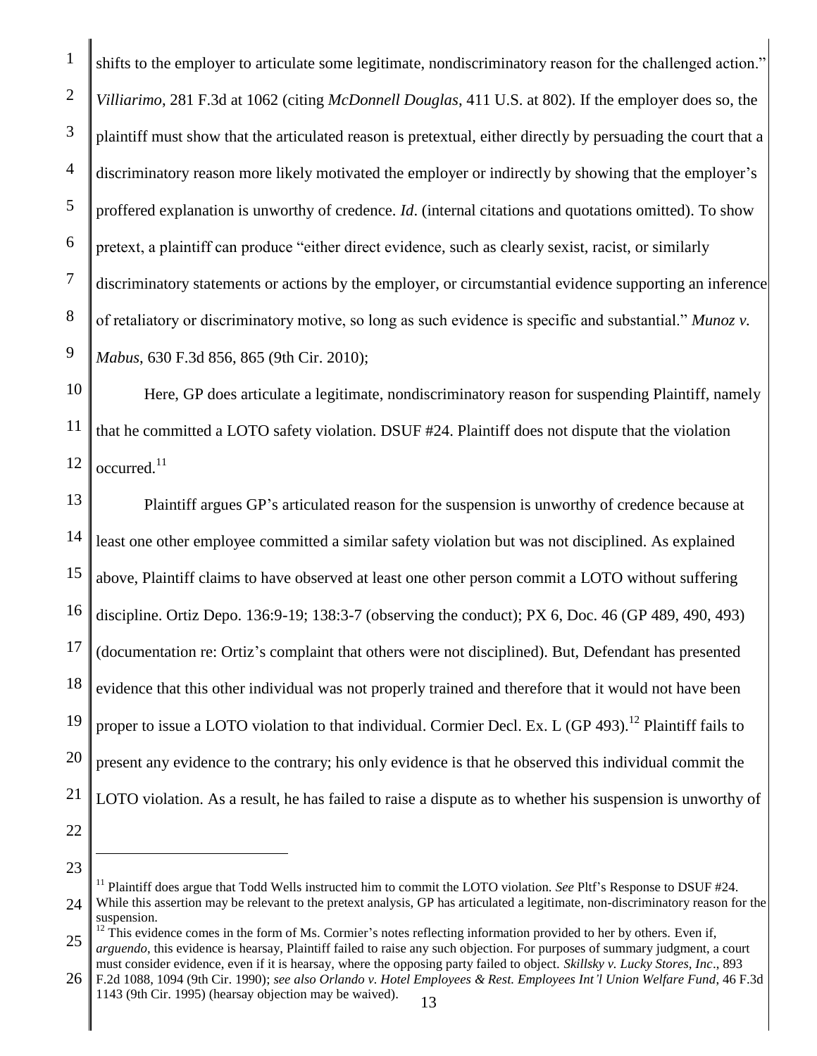shifts to the employer to articulate some legitimate, nondiscriminatory reason for the challenged action." *Villiarimo*, 281 F.3d at 1062 (citing *McDonnell Douglas*, 411 U.S. at 802). If the employer does so, the plaintiff must show that the articulated reason is pretextual, either directly by persuading the court that a discriminatory reason more likely motivated the employer or indirectly by showing that the employer's proffered explanation is unworthy of credence. *Id*. (internal citations and quotations omitted). To show pretext, a plaintiff can produce "either direct evidence, such as clearly sexist, racist, or similarly discriminatory statements or actions by the employer, or circumstantial evidence supporting an inference of retaliatory or discriminatory motive, so long as such evidence is specific and substantial." *Munoz v. Mabus*, 630 F.3d 856, 865 (9th Cir. 2010);

Here, GP does articulate a legitimate, nondiscriminatory reason for suspending Plaintiff, namely that he committed a LOTO safety violation. DSUF #24. Plaintiff does not dispute that the violation occurred.[11]

Plaintiff argues GP's articulated reason for the suspension is unworthy of credence because at least one other employee committed a similar safety violation but was not disciplined. As explained above, Plaintiff claims to have observed at least one other person commit a LOTO without suffering discipline. Ortiz Depo. 136:9-19; 138:3-7 (observing the conduct); PX 6, Doc. 46 (GP 489, 490, 493) (documentation re: Ortiz's complaint that others were not disciplined). But, Defendant has presented evidence that this other individual was not properly trained and therefore that it would not have been proper to issue a LOTO violation to that individual. Cormier Decl. Ex. L (GP 493).[12] Plaintiff fails to present any evidence to the contrary; his only evidence is that he observed this individual commit the LOTO violation. As a result, he has failed to raise a dispute as to whether his suspension is unworthy of

---

[11] Plaintiff does argue that Todd Wells instructed him to commit the LOTO violation. *See* Pltf's Response to DSUF #24. While this assertion may be relevant to the pretext analysis, GP has articulated a legitimate, non-discriminatory reason for the suspension.

[12] This evidence comes in the form of Ms. Cormier's notes reflecting information provided to her by others. Even if, *arguendo*, this evidence is hearsay, Plaintiff failed to raise any such objection. For purposes of summary judgment, a court must consider evidence, even if it is hearsay, where the opposing party failed to object. *Skillsky v. Lucky Stores, Inc*., 893 F.2d 1088, 1094 (9th Cir. 1990); *see also Orlando v. Hotel Employees & Rest. Employees Int'l Union Welfare Fund*, 46 F.3d 1143 (9th Cir. 1995) (hearsay objection may be waived).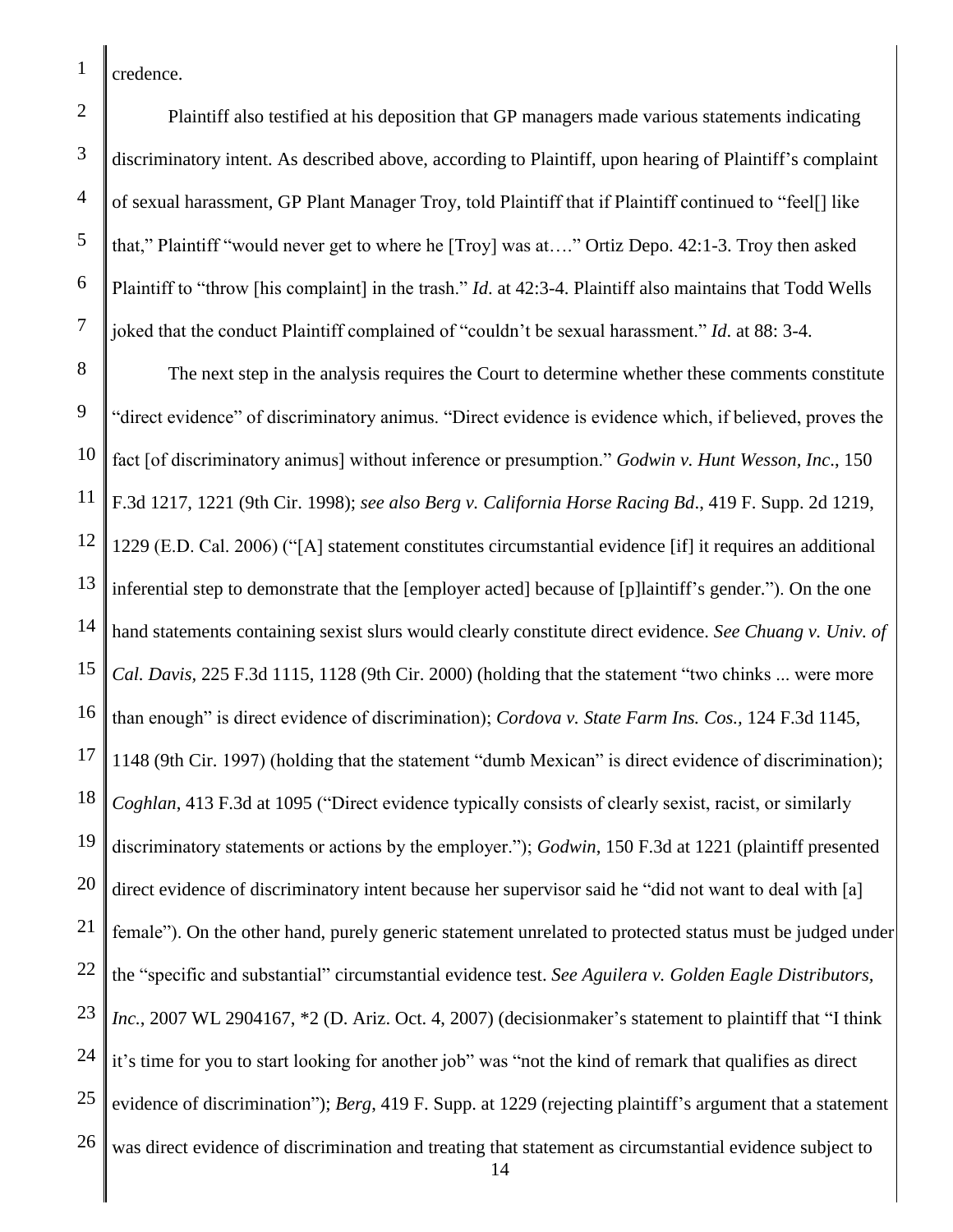credence.

Plaintiff also testified at his deposition that GP managers made various statements indicating discriminatory intent. As described above, according to Plaintiff, upon hearing of Plaintiff's complaint of sexual harassment, GP Plant Manager Troy, told Plaintiff that if Plaintiff continued to "feel[] like that," Plaintiff "would never get to where he [Troy] was at…." Ortiz Depo. 42:1-3. Troy then asked Plaintiff to "throw [his complaint] in the trash." *Id*. at 42:3-4. Plaintiff also maintains that Todd Wells joked that the conduct Plaintiff complained of "couldn't be sexual harassment." *Id*. at 88: 3-4.

The next step in the analysis requires the Court to determine whether these comments constitute "direct evidence" of discriminatory animus. "Direct evidence is evidence which, if believed, proves the fact [of discriminatory animus] without inference or presumption." *Godwin v. Hunt Wesson, Inc*., 150 F.3d 1217, 1221 (9th Cir. 1998); *see also Berg v. California Horse Racing Bd*., 419 F. Supp. 2d 1219, 1229 (E.D. Cal. 2006) ("[A] statement constitutes circumstantial evidence [if] it requires an additional inferential step to demonstrate that the [employer acted] because of [p]laintiff's gender."). On the one hand statements containing sexist slurs would clearly constitute direct evidence. *See Chuang v. Univ. of Cal. Davis*, 225 F.3d 1115, 1128 (9th Cir. 2000) (holding that the statement "two chinks ... were more than enough" is direct evidence of discrimination); *Cordova v. State Farm Ins. Cos.*, 124 F.3d 1145, 1148 (9th Cir. 1997) (holding that the statement "dumb Mexican" is direct evidence of discrimination); *Coghlan*, 413 F.3d at 1095 ("Direct evidence typically consists of clearly sexist, racist, or similarly discriminatory statements or actions by the employer."); *Godwin*, 150 F.3d at 1221 (plaintiff presented direct evidence of discriminatory intent because her supervisor said he "did not want to deal with [a] female"). On the other hand, purely generic statement unrelated to protected status must be judged under the "specific and substantial" circumstantial evidence test. *See Aguilera v. Golden Eagle Distributors, Inc*., 2007 WL 2904167, *2 (D. Ariz. Oct. 4, 2007) (decisionmaker's statement to plaintiff that "I think it's time for you to start looking for another job" was "not the kind of remark that qualifies as direct evidence of discrimination"); *Berg*, 419 F. Supp. at 1229 (rejecting plaintiff's argument that a statement was direct evidence of discrimination and treating that statement as circumstantial evidence subject to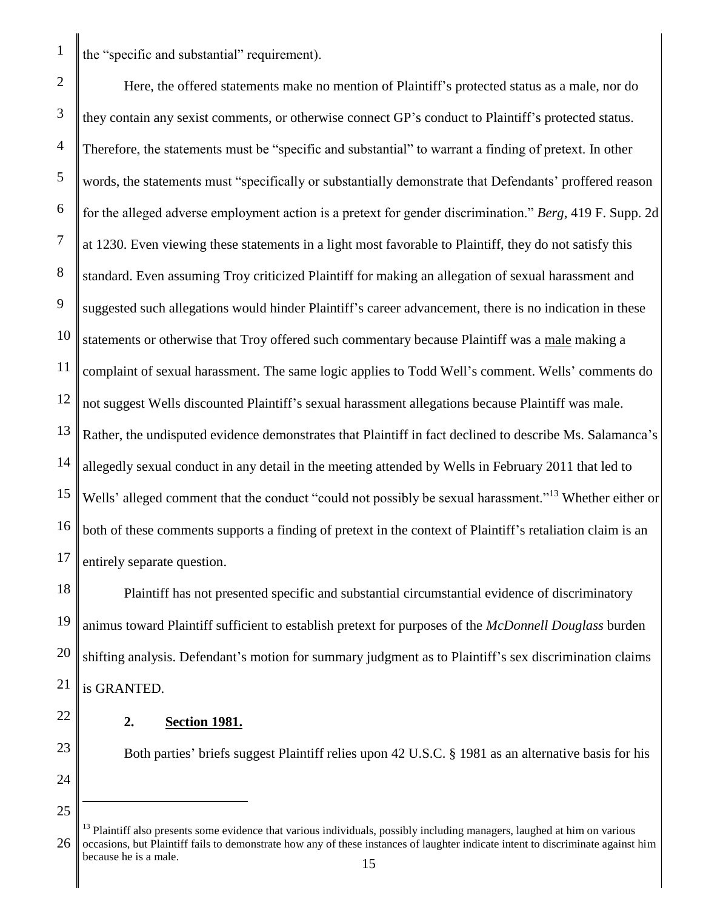the "specific and substantial" requirement).

Here, the offered statements make no mention of Plaintiff's protected status as a male, nor do they contain any sexist comments, or otherwise connect GP's conduct to Plaintiff's protected status. Therefore, the statements must be "specific and substantial" to warrant a finding of pretext. In other words, the statements must "specifically or substantially demonstrate that Defendants' proffered reason for the alleged adverse employment action is a pretext for gender discrimination." *Berg*, 419 F. Supp. 2d at 1230. Even viewing these statements in a light most favorable to Plaintiff, they do not satisfy this standard. Even assuming Troy criticized Plaintiff for making an allegation of sexual harassment and suggested such allegations would hinder Plaintiff's career advancement, there is no indication in these statements or otherwise that Troy offered such commentary because Plaintiff was a <u>male</u> making a complaint of sexual harassment. The same logic applies to Todd Well's comment. Wells' comments do not suggest Wells discounted Plaintiff's sexual harassment allegations because Plaintiff was male. Rather, the undisputed evidence demonstrates that Plaintiff in fact declined to describe Ms. Salamanca's allegedly sexual conduct in any detail in the meeting attended by Wells in February 2011 that led to Wells' alleged comment that the conduct "could not possibly be sexual harassment."[13] Whether either or both of these comments supports a finding of pretext in the context of Plaintiff's retaliation claim is an entirely separate question.

Plaintiff has not presented specific and substantial circumstantial evidence of discriminatory animus toward Plaintiff sufficient to establish pretext for purposes of the *McDonnell Douglass* burden shifting analysis. Defendant's motion for summary judgment as to Plaintiff's sex discrimination claims is GRANTED.

### 2. <u>Section 1981.</u>

Both parties' briefs suggest Plaintiff relies upon 42 U.S.C. § 1981 as an alternative basis for his

---

[13] Plaintiff also presents some evidence that various individuals, possibly including managers, laughed at him on various occasions, but Plaintiff fails to demonstrate how any of these instances of laughter indicate intent to discriminate against him because he is a male.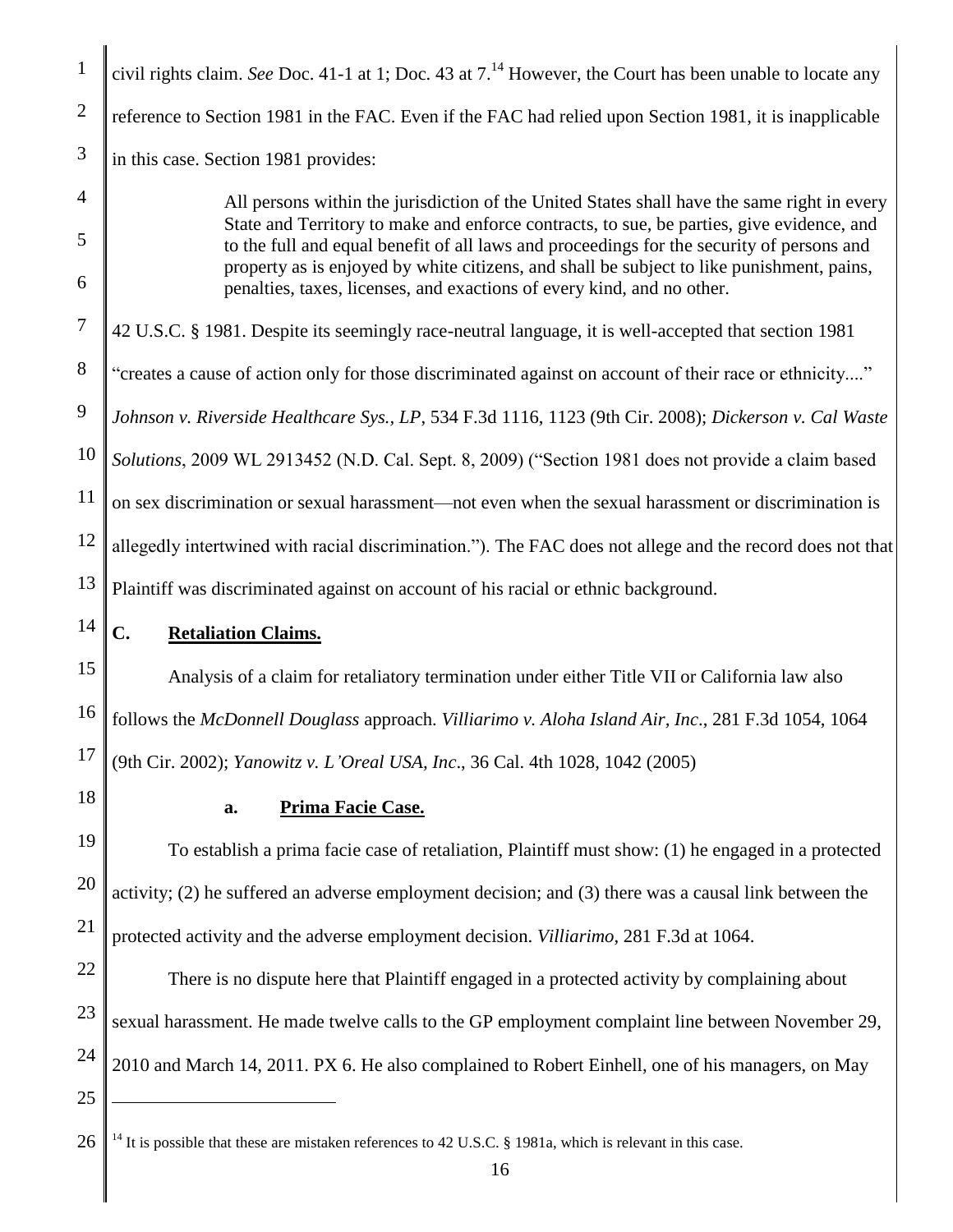civil rights claim. *See* Doc. 41-1 at 1; Doc. 43 at 7.[14] However, the Court has been unable to locate any reference to Section 1981 in the FAC. Even if the FAC had relied upon Section 1981, it is inapplicable in this case. Section 1981 provides:

> All persons within the jurisdiction of the United States shall have the same right in every State and Territory to make and enforce contracts, to sue, be parties, give evidence, and to the full and equal benefit of all laws and proceedings for the security of persons and property as is enjoyed by white citizens, and shall be subject to like punishment, pains, penalties, taxes, licenses, and exactions of every kind, and no other.

42 U.S.C. § 1981. Despite its seemingly race-neutral language, it is well-accepted that section 1981 "creates a cause of action only for those discriminated against on account of their race or ethnicity...." *Johnson v. Riverside Healthcare Sys., LP*, 534 F.3d 1116, 1123 (9th Cir. 2008); *Dickerson v. Cal Waste Solutions*, 2009 WL 2913452 (N.D. Cal. Sept. 8, 2009) ("Section 1981 does not provide a claim based on sex discrimination or sexual harassment—not even when the sexual harassment or discrimination is allegedly intertwined with racial discrimination."). The FAC does not allege and the record does not that Plaintiff was discriminated against on account of his racial or ethnic background.

## C. Retaliation Claims.

Analysis of a claim for retaliatory termination under either Title VII or California law also follows the *McDonnell Douglass* approach. *Villiarimo v. Aloha Island Air, Inc*., 281 F.3d 1054, 1064 (9th Cir. 2002); *Yanowitz v. L'Oreal USA, Inc*., 36 Cal. 4th 1028, 1042 (2005)

### a. Prima Facie Case.

To establish a prima facie case of retaliation, Plaintiff must show: (1) he engaged in a protected activity; (2) he suffered an adverse employment decision; and (3) there was a causal link between the protected activity and the adverse employment decision. *Villiarimo*, 281 F.3d at 1064.

There is no dispute here that Plaintiff engaged in a protected activity by complaining about sexual harassment. He made twelve calls to the GP employment complaint line between November 29, 2010 and March 14, 2011. PX 6. He also complained to Robert Einhell, one of his managers, on May

---

[14] It is possible that these are mistaken references to 42 U.S.C. § 1981a, which is relevant in this case.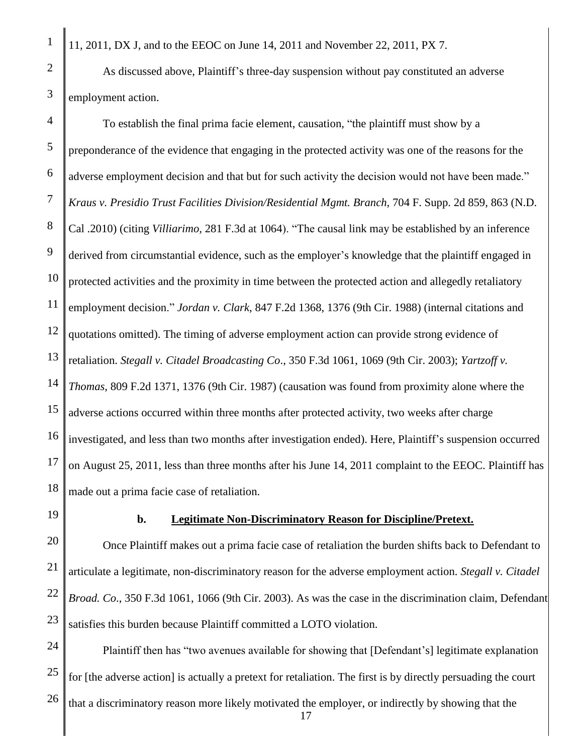11, 2011, DX J, and to the EEOC on June 14, 2011 and November 22, 2011, PX 7.

As discussed above, Plaintiff's three-day suspension without pay constituted an adverse employment action.

To establish the final prima facie element, causation, "the plaintiff must show by a preponderance of the evidence that engaging in the protected activity was one of the reasons for the adverse employment decision and that but for such activity the decision would not have been made." *Kraus v. Presidio Trust Facilities Division/Residential Mgmt. Branch*, 704 F. Supp. 2d 859, 863 (N.D. Cal .2010) (citing *Villiarimo*, 281 F.3d at 1064). "The causal link may be established by an inference derived from circumstantial evidence, such as the employer's knowledge that the plaintiff engaged in protected activities and the proximity in time between the protected action and allegedly retaliatory employment decision." *Jordan v. Clark*, 847 F.2d 1368, 1376 (9th Cir. 1988) (internal citations and quotations omitted). The timing of adverse employment action can provide strong evidence of retaliation. *Stegall v. Citadel Broadcasting Co*., 350 F.3d 1061, 1069 (9th Cir. 2003); *Yartzoff v. Thomas*, 809 F.2d 1371, 1376 (9th Cir. 1987) (causation was found from proximity alone where the adverse actions occurred within three months after protected activity, two weeks after charge investigated, and less than two months after investigation ended). Here, Plaintiff's suspension occurred on August 25, 2011, less than three months after his June 14, 2011 complaint to the EEOC. Plaintiff has made out a prima facie case of retaliation.

**b. Legitimate Non-Discriminatory Reason for Discipline/Pretext.**

Once Plaintiff makes out a prima facie case of retaliation the burden shifts back to Defendant to articulate a legitimate, non-discriminatory reason for the adverse employment action. *Stegall v. Citadel Broad. Co*., 350 F.3d 1061, 1066 (9th Cir. 2003). As was the case in the discrimination claim, Defendant satisfies this burden because Plaintiff committed a LOTO violation.

Plaintiff then has "two avenues available for showing that [Defendant's] legitimate explanation for [the adverse action] is actually a pretext for retaliation. The first is by directly persuading the court that a discriminatory reason more likely motivated the employer, or indirectly by showing that the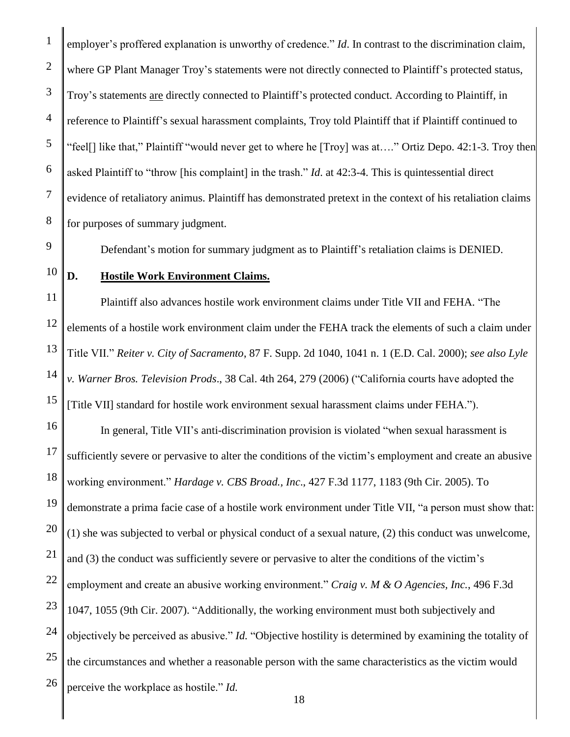employer's proffered explanation is unworthy of credence." *Id*. In contrast to the discrimination claim, where GP Plant Manager Troy's statements were not directly connected to Plaintiff's protected status, Troy's statements are directly connected to Plaintiff's protected conduct. According to Plaintiff, in reference to Plaintiff's sexual harassment complaints, Troy told Plaintiff that if Plaintiff continued to "feel[] like that," Plaintiff "would never get to where he [Troy] was at…." Ortiz Depo. 42:1-3. Troy then asked Plaintiff to "throw [his complaint] in the trash." *Id*. at 42:3-4. This is quintessential direct evidence of retaliatory animus. Plaintiff has demonstrated pretext in the context of his retaliation claims for purposes of summary judgment.

Defendant's motion for summary judgment as to Plaintiff's retaliation claims is DENIED.

### D. Hostile Work Environment Claims.

Plaintiff also advances hostile work environment claims under Title VII and FEHA. "The elements of a hostile work environment claim under the FEHA track the elements of such a claim under Title VII." *Reiter v. City of Sacramento*, 87 F. Supp. 2d 1040, 1041 n. 1 (E.D. Cal. 2000); *see also Lyle v. Warner Bros. Television Prods*., 38 Cal. 4th 264, 279 (2006) ("California courts have adopted the [Title VII] standard for hostile work environment sexual harassment claims under FEHA.").

In general, Title VII's anti-discrimination provision is violated "when sexual harassment is sufficiently severe or pervasive to alter the conditions of the victim's employment and create an abusive working environment." *Hardage v. CBS Broad., Inc*., 427 F.3d 1177, 1183 (9th Cir. 2005). To demonstrate a prima facie case of a hostile work environment under Title VII, "a person must show that: (1) she was subjected to verbal or physical conduct of a sexual nature, (2) this conduct was unwelcome, and (3) the conduct was sufficiently severe or pervasive to alter the conditions of the victim's employment and create an abusive working environment." *Craig v. M & O Agencies, Inc.*, 496 F.3d 1047, 1055 (9th Cir. 2007). "Additionally, the working environment must both subjectively and objectively be perceived as abusive." *Id.* "Objective hostility is determined by examining the totality of the circumstances and whether a reasonable person with the same characteristics as the victim would perceive the workplace as hostile." *Id.*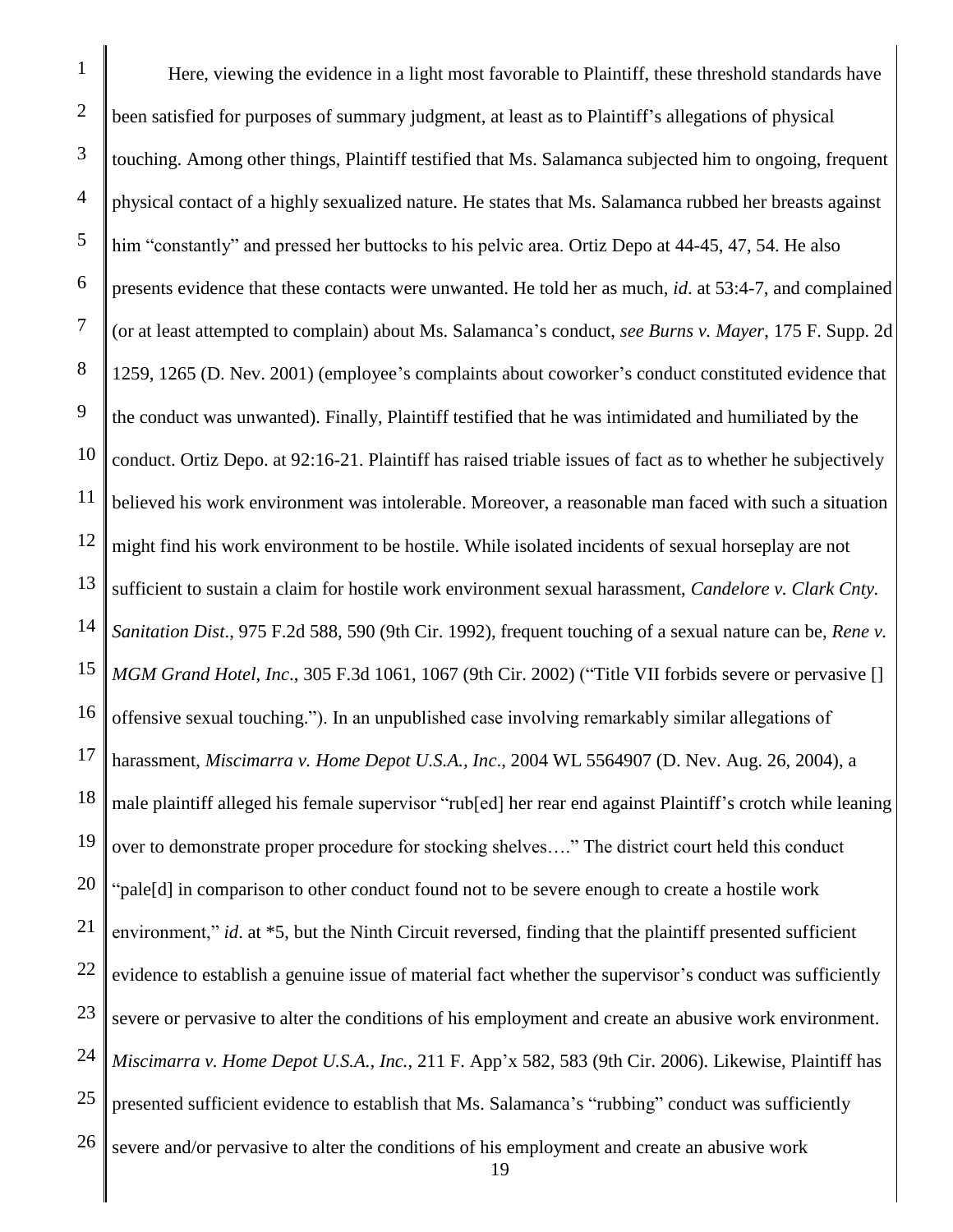Here, viewing the evidence in a light most favorable to Plaintiff, these threshold standards have been satisfied for purposes of summary judgment, at least as to Plaintiff's allegations of physical touching. Among other things, Plaintiff testified that Ms. Salamanca subjected him to ongoing, frequent physical contact of a highly sexualized nature. He states that Ms. Salamanca rubbed her breasts against him "constantly" and pressed her buttocks to his pelvic area. Ortiz Depo at 44-45, 47, 54. He also presents evidence that these contacts were unwanted. He told her as much, *id*. at 53:4-7, and complained (or at least attempted to complain) about Ms. Salamanca's conduct, *see Burns v. Mayer*, 175 F. Supp. 2d 1259, 1265 (D. Nev. 2001) (employee's complaints about coworker's conduct constituted evidence that the conduct was unwanted). Finally, Plaintiff testified that he was intimidated and humiliated by the conduct. Ortiz Depo. at 92:16-21. Plaintiff has raised triable issues of fact as to whether he subjectively believed his work environment was intolerable. Moreover, a reasonable man faced with such a situation might find his work environment to be hostile. While isolated incidents of sexual horseplay are not sufficient to sustain a claim for hostile work environment sexual harassment, *Candelore v. Clark Cnty. Sanitation Dist*., 975 F.2d 588, 590 (9th Cir. 1992), frequent touching of a sexual nature can be, *Rene v. MGM Grand Hotel, Inc*., 305 F.3d 1061, 1067 (9th Cir. 2002) ("Title VII forbids severe or pervasive [] offensive sexual touching."). In an unpublished case involving remarkably similar allegations of harassment, *Miscimarra v. Home Depot U.S.A., Inc*., 2004 WL 5564907 (D. Nev. Aug. 26, 2004), a male plaintiff alleged his female supervisor "rub[ed] her rear end against Plaintiff's crotch while leaning over to demonstrate proper procedure for stocking shelves…." The district court held this conduct "pale[d] in comparison to other conduct found not to be severe enough to create a hostile work environment," *id*. at *5, but the Ninth Circuit reversed, finding that the plaintiff presented sufficient evidence to establish a genuine issue of material fact whether the supervisor's conduct was sufficiently severe or pervasive to alter the conditions of his employment and create an abusive work environment. *Miscimarra v. Home Depot U.S.A., Inc.*, 211 F. App'x 582, 583 (9th Cir. 2006). Likewise, Plaintiff has presented sufficient evidence to establish that Ms. Salamanca's "rubbing" conduct was sufficiently severe and/or pervasive to alter the conditions of his employment and create an abusive work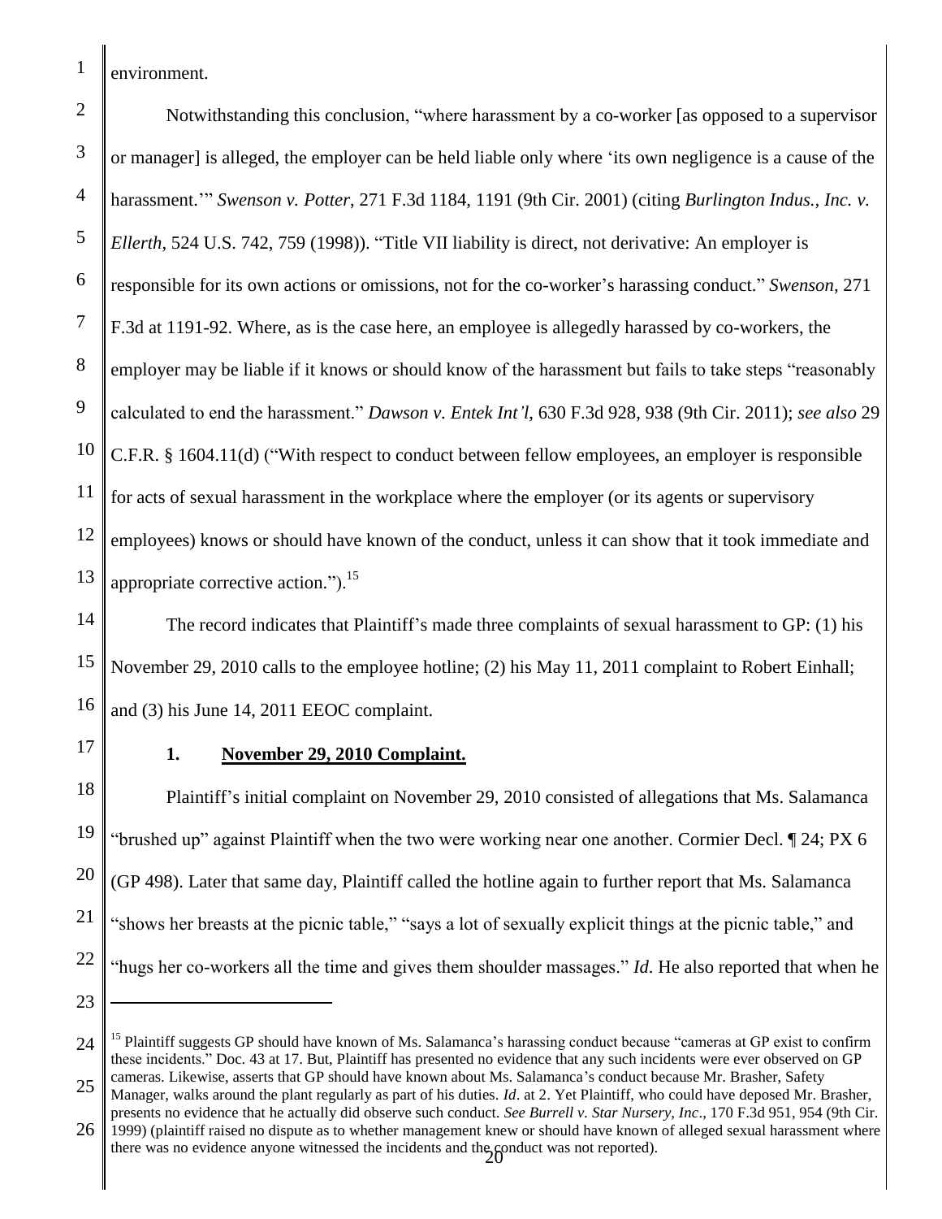environment.

Notwithstanding this conclusion, "where harassment by a co-worker [as opposed to a supervisor or manager] is alleged, the employer can be held liable only where 'its own negligence is a cause of the harassment.'" *Swenson v. Potter*, 271 F.3d 1184, 1191 (9th Cir. 2001) (citing *Burlington Indus., Inc. v. Ellerth*, 524 U.S. 742, 759 (1998)). "Title VII liability is direct, not derivative: An employer is responsible for its own actions or omissions, not for the co-worker's harassing conduct." *Swenson*, 271 F.3d at 1191-92. Where, as is the case here, an employee is allegedly harassed by co-workers, the employer may be liable if it knows or should know of the harassment but fails to take steps "reasonably calculated to end the harassment." *Dawson v. Entek Int'l*, 630 F.3d 928, 938 (9th Cir. 2011); *see also* 29 C.F.R. § 1604.11(d) ("With respect to conduct between fellow employees, an employer is responsible for acts of sexual harassment in the workplace where the employer (or its agents or supervisory employees) knows or should have known of the conduct, unless it can show that it took immediate and appropriate corrective action.").[15]

The record indicates that Plaintiff's made three complaints of sexual harassment to GP: (1) his November 29, 2010 calls to the employee hotline; (2) his May 11, 2011 complaint to Robert Einhall; and (3) his June 14, 2011 EEOC complaint.

### 1. <u>November 29, 2010 Complaint.</u>

Plaintiff's initial complaint on November 29, 2010 consisted of allegations that Ms. Salamanca "brushed up" against Plaintiff when the two were working near one another. Cormier Decl. ¶ 24; PX 6 (GP 498). Later that same day, Plaintiff called the hotline again to further report that Ms. Salamanca "shows her breasts at the picnic table," "says a lot of sexually explicit things at the picnic table," and "hugs her co-workers all the time and gives them shoulder massages." *Id*. He also reported that when he

---

[15] Plaintiff suggests GP should have known of Ms. Salamanca's harassing conduct because "cameras at GP exist to confirm these incidents." Doc. 43 at 17. But, Plaintiff has presented no evidence that any such incidents were ever observed on GP cameras. Likewise, asserts that GP should have known about Ms. Salamanca's conduct because Mr. Brasher, Safety Manager, walks around the plant regularly as part of his duties. *Id*. at 2. Yet Plaintiff, who could have deposed Mr. Brasher, presents no evidence that he actually did observe such conduct. *See Burrell v. Star Nursery, Inc*., 170 F.3d 951, 954 (9th Cir. 1999) (plaintiff raised no dispute as to whether management knew or should have known of alleged sexual harassment where there was no evidence anyone witnessed the incidents and the conduct was not reported).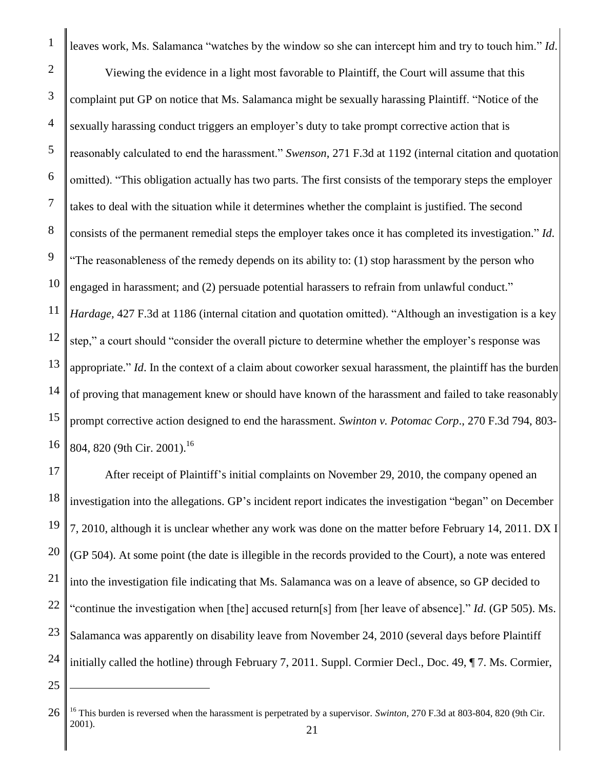leaves work, Ms. Salamanca "watches by the window so she can intercept him and try to touch him." *Id*.

Viewing the evidence in a light most favorable to Plaintiff, the Court will assume that this complaint put GP on notice that Ms. Salamanca might be sexually harassing Plaintiff. "Notice of the sexually harassing conduct triggers an employer's duty to take prompt corrective action that is reasonably calculated to end the harassment." *Swenson*, 271 F.3d at 1192 (internal citation and quotation omitted). "This obligation actually has two parts. The first consists of the temporary steps the employer takes to deal with the situation while it determines whether the complaint is justified. The second consists of the permanent remedial steps the employer takes once it has completed its investigation." *Id*. "The reasonableness of the remedy depends on its ability to: (1) stop harassment by the person who engaged in harassment; and (2) persuade potential harassers to refrain from unlawful conduct." *Hardage*, 427 F.3d at 1186 (internal citation and quotation omitted). "Although an investigation is a key step," a court should "consider the overall picture to determine whether the employer's response was appropriate." *Id*. In the context of a claim about coworker sexual harassment, the plaintiff has the burden of proving that management knew or should have known of the harassment and failed to take reasonably prompt corrective action designed to end the harassment. *Swinton v. Potomac Corp*., 270 F.3d 794, 803-804, 820 (9th Cir. 2001).[16]

After receipt of Plaintiff's initial complaints on November 29, 2010, the company opened an investigation into the allegations. GP's incident report indicates the investigation "began" on December 7, 2010, although it is unclear whether any work was done on the matter before February 14, 2011. DX I (GP 504). At some point (the date is illegible in the records provided to the Court), a note was entered into the investigation file indicating that Ms. Salamanca was on a leave of absence, so GP decided to "continue the investigation when [the] accused return[s] from [her leave of absence]." *Id*. (GP 505). Ms. Salamanca was apparently on disability leave from November 24, 2010 (several days before Plaintiff initially called the hotline) through February 7, 2011. Suppl. Cormier Decl., Doc. 49, ¶ 7. Ms. Cormier,

---

[16] This burden is reversed when the harassment is perpetrated by a supervisor. *Swinton*, 270 F.3d at 803-804, 820 (9th Cir. 2001).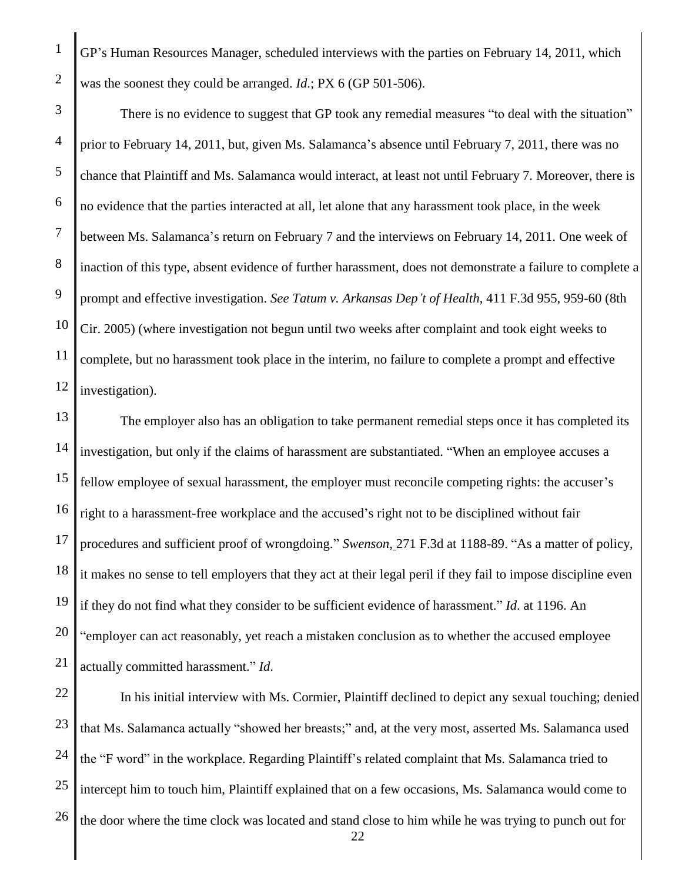GP's Human Resources Manager, scheduled interviews with the parties on February 14, 2011, which was the soonest they could be arranged. *Id*.; PX 6 (GP 501-506).

There is no evidence to suggest that GP took any remedial measures "to deal with the situation" prior to February 14, 2011, but, given Ms. Salamanca's absence until February 7, 2011, there was no chance that Plaintiff and Ms. Salamanca would interact, at least not until February 7. Moreover, there is no evidence that the parties interacted at all, let alone that any harassment took place, in the week between Ms. Salamanca's return on February 7 and the interviews on February 14, 2011. One week of inaction of this type, absent evidence of further harassment, does not demonstrate a failure to complete a prompt and effective investigation. *See Tatum v. Arkansas Dep't of Health*, 411 F.3d 955, 959-60 (8th Cir. 2005) (where investigation not begun until two weeks after complaint and took eight weeks to complete, but no harassment took place in the interim, no failure to complete a prompt and effective investigation).

The employer also has an obligation to take permanent remedial steps once it has completed its investigation, but only if the claims of harassment are substantiated. "When an employee accuses a fellow employee of sexual harassment, the employer must reconcile competing rights: the accuser's right to a harassment-free workplace and the accused's right not to be disciplined without fair procedures and sufficient proof of wrongdoing." *Swenson*, 271 F.3d at 1188-89. "As a matter of policy, it makes no sense to tell employers that they act at their legal peril if they fail to impose discipline even if they do not find what they consider to be sufficient evidence of harassment." *Id*. at 1196. An "employer can act reasonably, yet reach a mistaken conclusion as to whether the accused employee actually committed harassment." *Id*.

In his initial interview with Ms. Cormier, Plaintiff declined to depict any sexual touching; denied that Ms. Salamanca actually "showed her breasts;" and, at the very most, asserted Ms. Salamanca used the "F word" in the workplace. Regarding Plaintiff's related complaint that Ms. Salamanca tried to intercept him to touch him, Plaintiff explained that on a few occasions, Ms. Salamanca would come to the door where the time clock was located and stand close to him while he was trying to punch out for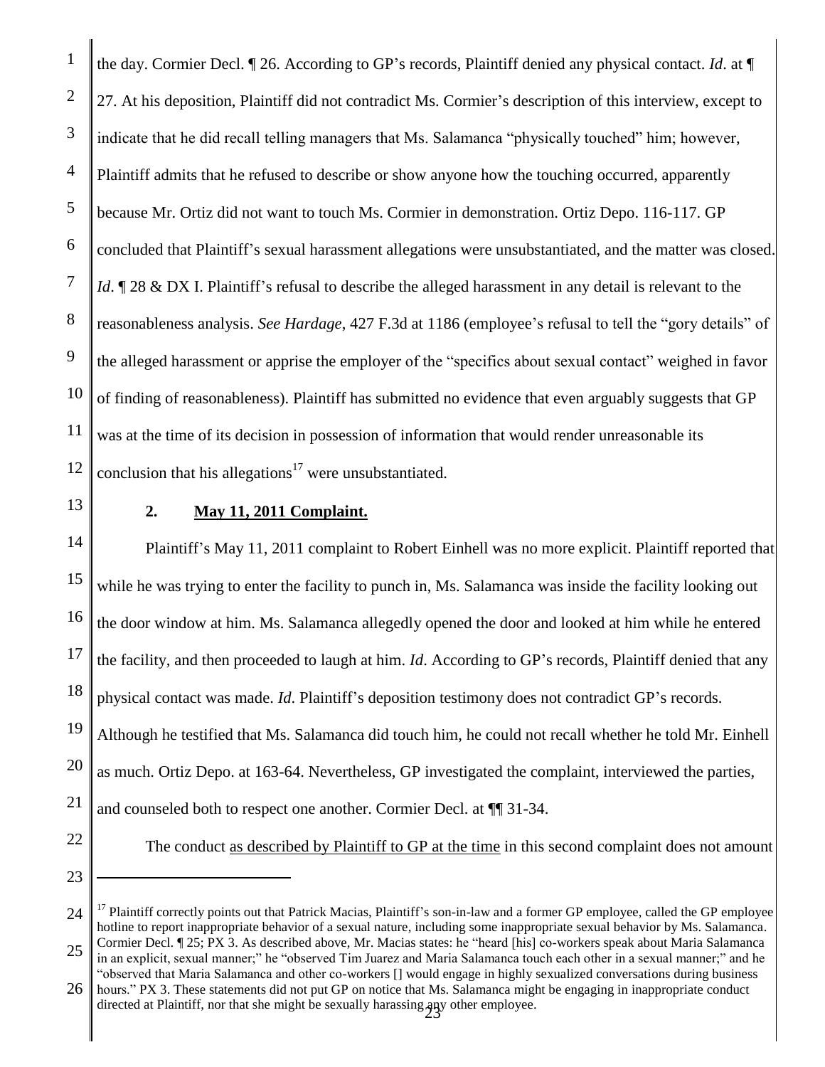the day. Cormier Decl. ¶ 26. According to GP's records, Plaintiff denied any physical contact. *Id*. at ¶ 27. At his deposition, Plaintiff did not contradict Ms. Cormier's description of this interview, except to indicate that he did recall telling managers that Ms. Salamanca "physically touched" him; however, Plaintiff admits that he refused to describe or show anyone how the touching occurred, apparently because Mr. Ortiz did not want to touch Ms. Cormier in demonstration. Ortiz Depo. 116-117. GP concluded that Plaintiff's sexual harassment allegations were unsubstantiated, and the matter was closed. *Id*. ¶ 28 & DX I. Plaintiff's refusal to describe the alleged harassment in any detail is relevant to the reasonableness analysis. *See Hardage*, 427 F.3d at 1186 (employee's refusal to tell the "gory details" of the alleged harassment or apprise the employer of the "specifics about sexual contact" weighed in favor of finding of reasonableness). Plaintiff has submitted no evidence that even arguably suggests that GP was at the time of its decision in possession of information that would render unreasonable its conclusion that his allegations[17] were unsubstantiated.

**2. May 11, 2011 Complaint.**

Plaintiff's May 11, 2011 complaint to Robert Einhell was no more explicit. Plaintiff reported that while he was trying to enter the facility to punch in, Ms. Salamanca was inside the facility looking out the door window at him. Ms. Salamanca allegedly opened the door and looked at him while he entered the facility, and then proceeded to laugh at him. *Id*. According to GP's records, Plaintiff denied that any physical contact was made. *Id*. Plaintiff's deposition testimony does not contradict GP's records. Although he testified that Ms. Salamanca did touch him, he could not recall whether he told Mr. Einhell as much. Ortiz Depo. at 163-64. Nevertheless, GP investigated the complaint, interviewed the parties, and counseled both to respect one another. Cormier Decl. at ¶¶ 31-34.

The conduct as described by Plaintiff to GP at the time in this second complaint does not amount

---

[17] Plaintiff correctly points out that Patrick Macias, Plaintiff's son-in-law and a former GP employee, called the GP employee hotline to report inappropriate behavior of a sexual nature, including some inappropriate sexual behavior by Ms. Salamanca. Cormier Decl. ¶ 25; PX 3. As described above, Mr. Macias states: he "heard [his] co-workers speak about Maria Salamanca in an explicit, sexual manner;" he "observed Tim Juarez and Maria Salamanca touch each other in a sexual manner;" and he "observed that Maria Salamanca and other co-workers [] would engage in highly sexualized conversations during business hours." PX 3. These statements did not put GP on notice that Ms. Salamanca might be engaging in inappropriate conduct directed at Plaintiff, nor that she might be sexually harassing any other employee.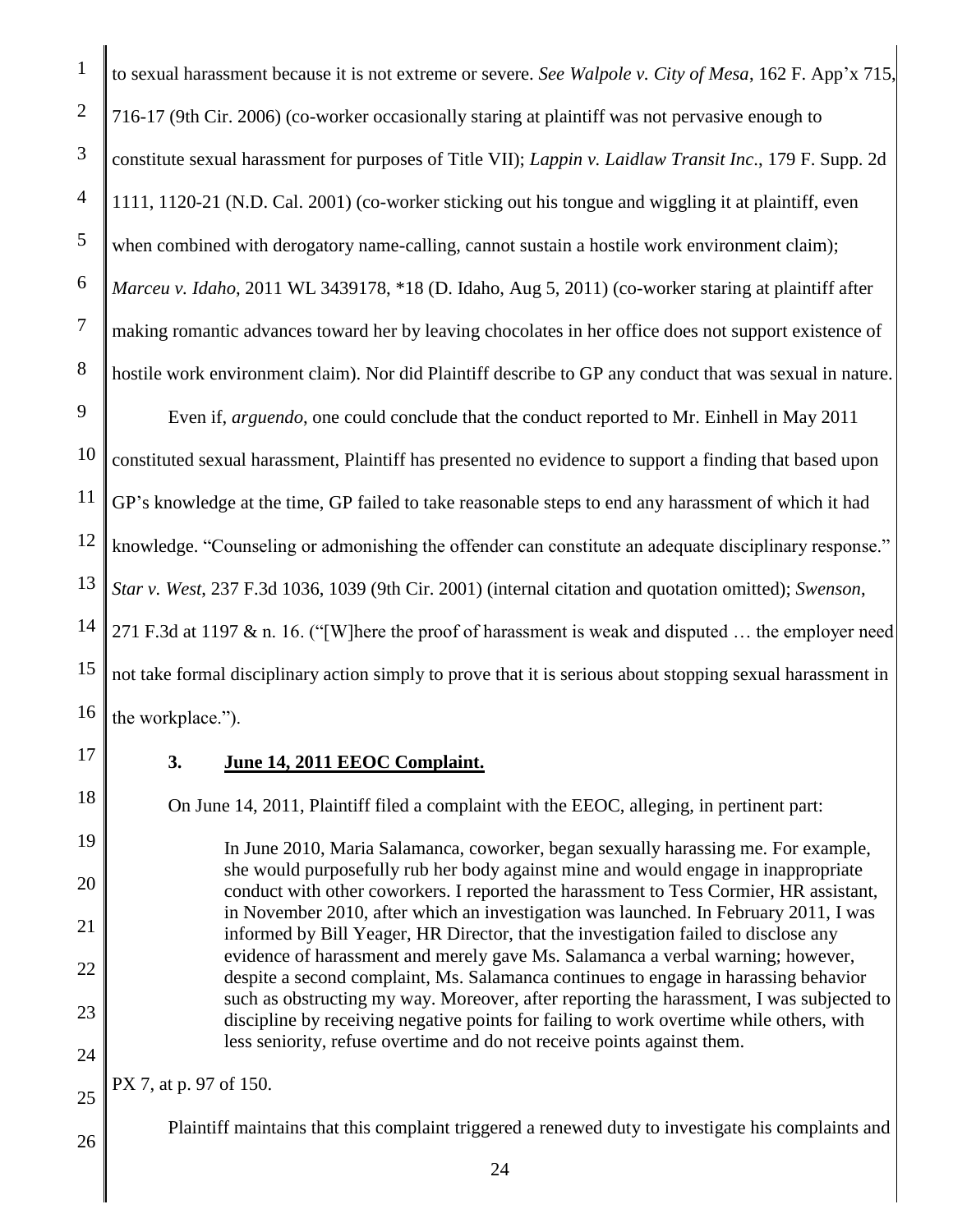to sexual harassment because it is not extreme or severe. *See Walpole v. City of Mesa*, 162 F. App'x 715, 716-17 (9th Cir. 2006) (co-worker occasionally staring at plaintiff was not pervasive enough to constitute sexual harassment for purposes of Title VII); *Lappin v. Laidlaw Transit Inc*., 179 F. Supp. 2d 1111, 1120-21 (N.D. Cal. 2001) (co-worker sticking out his tongue and wiggling it at plaintiff, even when combined with derogatory name-calling, cannot sustain a hostile work environment claim); *Marceu v. Idaho*, 2011 WL 3439178, *18 (D. Idaho, Aug 5, 2011) (co-worker staring at plaintiff after making romantic advances toward her by leaving chocolates in her office does not support existence of hostile work environment claim). Nor did Plaintiff describe to GP any conduct that was sexual in nature.

Even if, *arguendo*, one could conclude that the conduct reported to Mr. Einhell in May 2011 constituted sexual harassment, Plaintiff has presented no evidence to support a finding that based upon GP's knowledge at the time, GP failed to take reasonable steps to end any harassment of which it had knowledge. "Counseling or admonishing the offender can constitute an adequate disciplinary response." *Star v. West*, 237 F.3d 1036, 1039 (9th Cir. 2001) (internal citation and quotation omitted); *Swenson*, 271 F.3d at 1197 & n. 16. ("[W]here the proof of harassment is weak and disputed … the employer need not take formal disciplinary action simply to prove that it is serious about stopping sexual harassment in the workplace.").

### 3. June 14, 2011 EEOC Complaint.

On June 14, 2011, Plaintiff filed a complaint with the EEOC, alleging, in pertinent part:

> In June 2010, Maria Salamanca, coworker, began sexually harassing me. For example, she would purposefully rub her body against mine and would engage in inappropriate conduct with other coworkers. I reported the harassment to Tess Cormier, HR assistant, in November 2010, after which an investigation was launched. In February 2011, I was informed by Bill Yeager, HR Director, that the investigation failed to disclose any evidence of harassment and merely gave Ms. Salamanca a verbal warning; however, despite a second complaint, Ms. Salamanca continues to engage in harassing behavior such as obstructing my way. Moreover, after reporting the harassment, I was subjected to discipline by receiving negative points for failing to work overtime while others, with less seniority, refuse overtime and do not receive points against them.

PX 7, at p. 97 of 150.

Plaintiff maintains that this complaint triggered a renewed duty to investigate his complaints and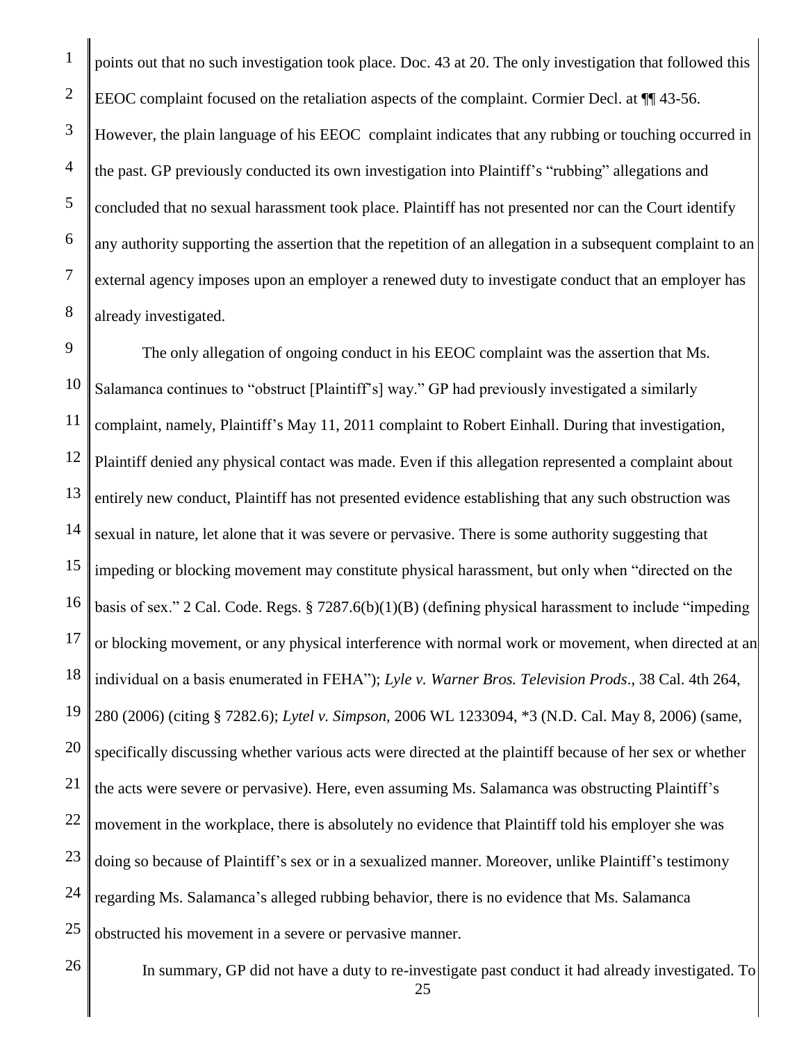points out that no such investigation took place. Doc. 43 at 20. The only investigation that followed this EEOC complaint focused on the retaliation aspects of the complaint. Cormier Decl. at ¶¶ 43-56. However, the plain language of his EEOC complaint indicates that any rubbing or touching occurred in the past. GP previously conducted its own investigation into Plaintiff's "rubbing" allegations and concluded that no sexual harassment took place. Plaintiff has not presented nor can the Court identify any authority supporting the assertion that the repetition of an allegation in a subsequent complaint to an external agency imposes upon an employer a renewed duty to investigate conduct that an employer has already investigated.

The only allegation of ongoing conduct in his EEOC complaint was the assertion that Ms. Salamanca continues to "obstruct [Plaintiff's] way." GP had previously investigated a similarly complaint, namely, Plaintiff's May 11, 2011 complaint to Robert Einhall. During that investigation, Plaintiff denied any physical contact was made. Even if this allegation represented a complaint about entirely new conduct, Plaintiff has not presented evidence establishing that any such obstruction was sexual in nature, let alone that it was severe or pervasive. There is some authority suggesting that impeding or blocking movement may constitute physical harassment, but only when "directed on the basis of sex." 2 Cal. Code. Regs. § 7287.6(b)(1)(B) (defining physical harassment to include "impeding or blocking movement, or any physical interference with normal work or movement, when directed at an individual on a basis enumerated in FEHA"); *Lyle v. Warner Bros. Television Prods*., 38 Cal. 4th 264, 280 (2006) (citing § 7282.6); *Lytel v. Simpson*, 2006 WL 1233094, *3 (N.D. Cal. May 8, 2006) (same, specifically discussing whether various acts were directed at the plaintiff because of her sex or whether the acts were severe or pervasive). Here, even assuming Ms. Salamanca was obstructing Plaintiff's movement in the workplace, there is absolutely no evidence that Plaintiff told his employer she was doing so because of Plaintiff's sex or in a sexualized manner. Moreover, unlike Plaintiff's testimony regarding Ms. Salamanca's alleged rubbing behavior, there is no evidence that Ms. Salamanca obstructed his movement in a severe or pervasive manner.

In summary, GP did not have a duty to re-investigate past conduct it had already investigated. To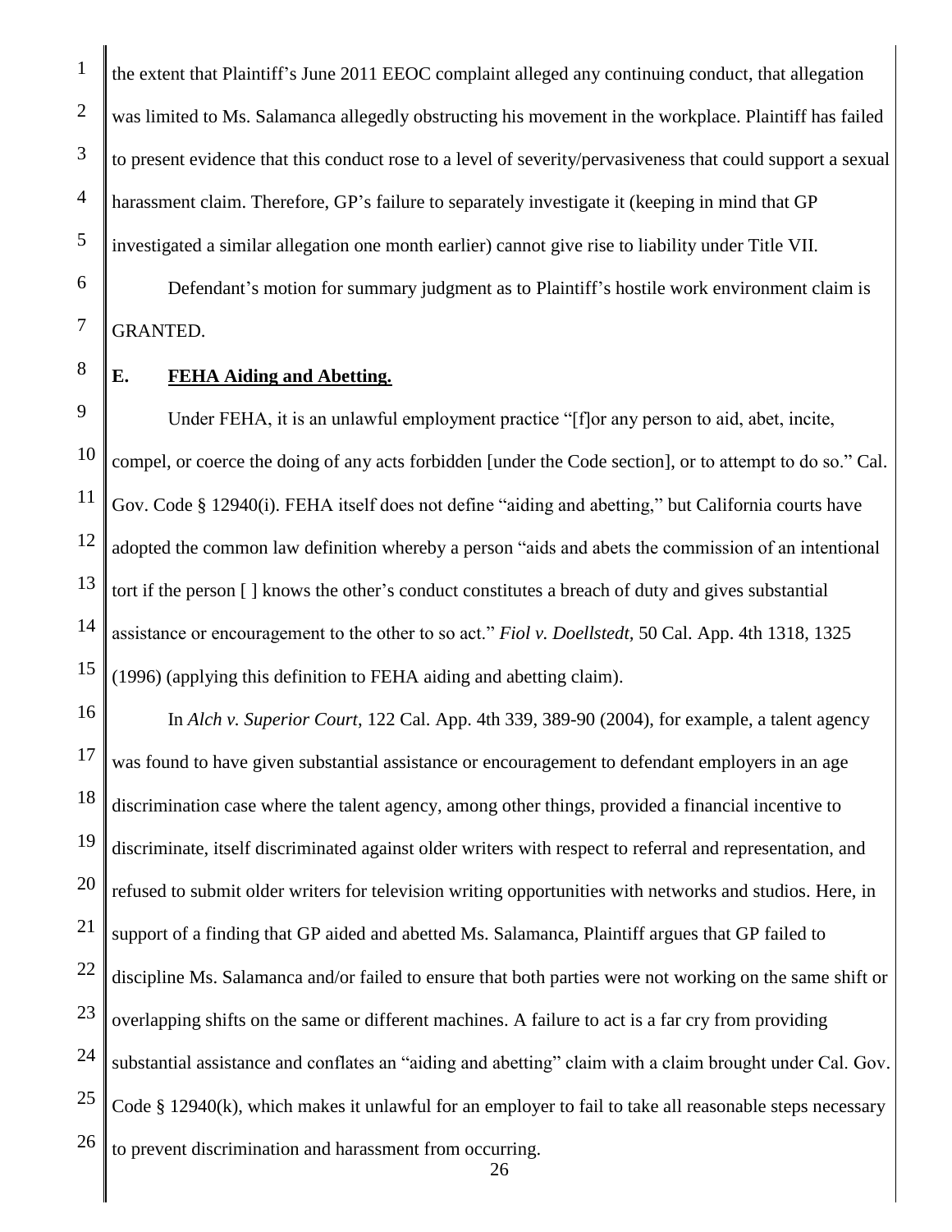the extent that Plaintiff's June 2011 EEOC complaint alleged any continuing conduct, that allegation was limited to Ms. Salamanca allegedly obstructing his movement in the workplace. Plaintiff has failed to present evidence that this conduct rose to a level of severity/pervasiveness that could support a sexual harassment claim. Therefore, GP's failure to separately investigate it (keeping in mind that GP investigated a similar allegation one month earlier) cannot give rise to liability under Title VII.

Defendant's motion for summary judgment as to Plaintiff's hostile work environment claim is GRANTED.

## E. FEHA Aiding and Abetting.

Under FEHA, it is an unlawful employment practice "[f]or any person to aid, abet, incite, compel, or coerce the doing of any acts forbidden [under the Code section], or to attempt to do so." Cal. Gov. Code § 12940(i). FEHA itself does not define "aiding and abetting," but California courts have adopted the common law definition whereby a person "aids and abets the commission of an intentional tort if the person [ ] knows the other's conduct constitutes a breach of duty and gives substantial assistance or encouragement to the other to so act." *Fiol v. Doellstedt*, 50 Cal. App. 4th 1318, 1325 (1996) (applying this definition to FEHA aiding and abetting claim).

In *Alch v. Superior Court*, 122 Cal. App. 4th 339, 389-90 (2004), for example, a talent agency was found to have given substantial assistance or encouragement to defendant employers in an age discrimination case where the talent agency, among other things, provided a financial incentive to discriminate, itself discriminated against older writers with respect to referral and representation, and refused to submit older writers for television writing opportunities with networks and studios. Here, in support of a finding that GP aided and abetted Ms. Salamanca, Plaintiff argues that GP failed to discipline Ms. Salamanca and/or failed to ensure that both parties were not working on the same shift or overlapping shifts on the same or different machines. A failure to act is a far cry from providing substantial assistance and conflates an "aiding and abetting" claim with a claim brought under Cal. Gov. Code § 12940(k), which makes it unlawful for an employer to fail to take all reasonable steps necessary to prevent discrimination and harassment from occurring.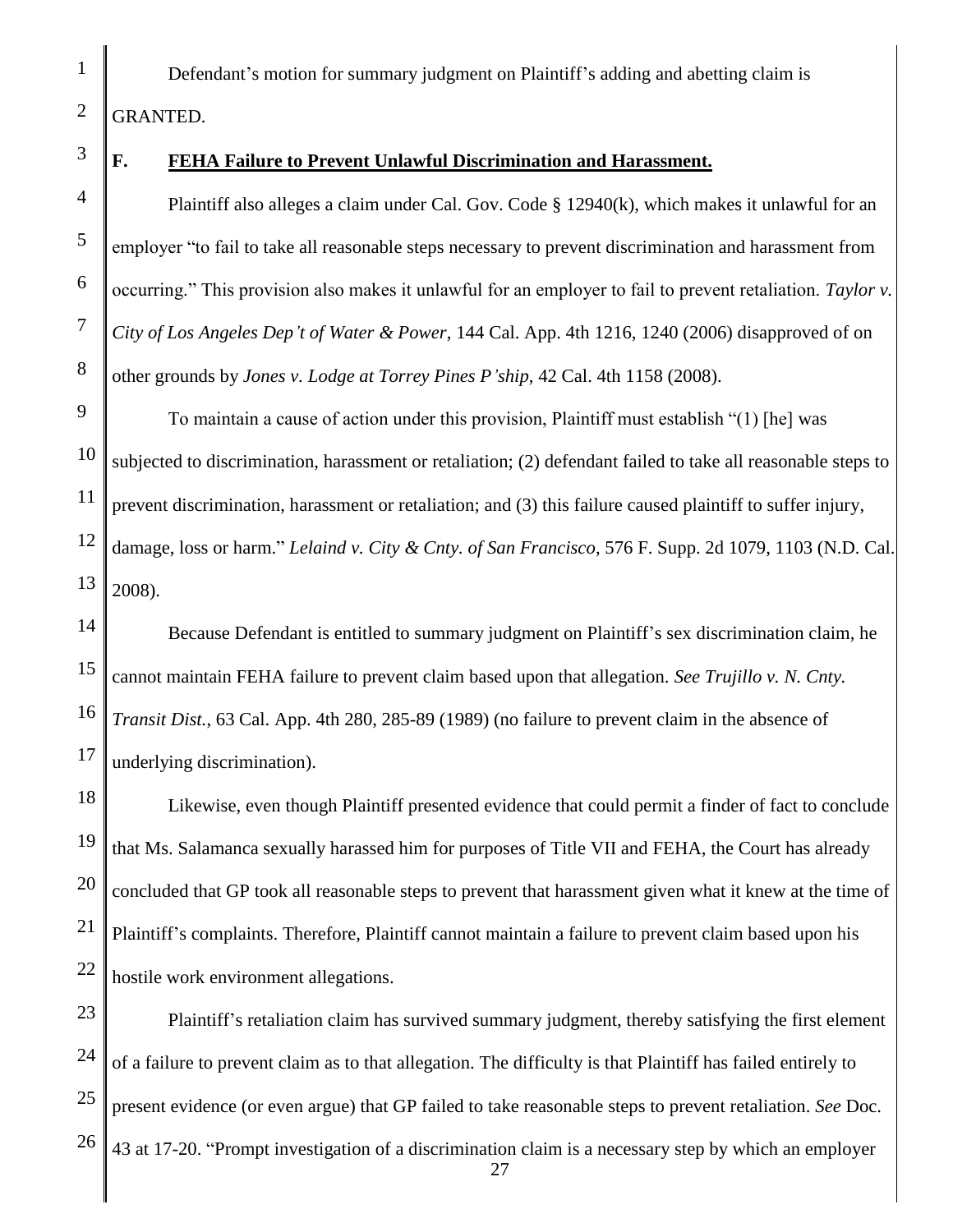Defendant's motion for summary judgment on Plaintiff's adding and abetting claim is GRANTED.

## F. FEHA Failure to Prevent Unlawful Discrimination and Harassment.

Plaintiff also alleges a claim under Cal. Gov. Code § 12940(k), which makes it unlawful for an employer "to fail to take all reasonable steps necessary to prevent discrimination and harassment from occurring." This provision also makes it unlawful for an employer to fail to prevent retaliation. *Taylor v. City of Los Angeles Dep't of Water & Power*, 144 Cal. App. 4th 1216, 1240 (2006) disapproved of on other grounds by *Jones v. Lodge at Torrey Pines P'ship*, 42 Cal. 4th 1158 (2008).

To maintain a cause of action under this provision, Plaintiff must establish "(1) [he] was subjected to discrimination, harassment or retaliation; (2) defendant failed to take all reasonable steps to prevent discrimination, harassment or retaliation; and (3) this failure caused plaintiff to suffer injury, damage, loss or harm." *Lelaind v. City & Cnty. of San Francisco*, 576 F. Supp. 2d 1079, 1103 (N.D. Cal. 2008).

Because Defendant is entitled to summary judgment on Plaintiff's sex discrimination claim, he cannot maintain FEHA failure to prevent claim based upon that allegation. *See Trujillo v. N. Cnty. Transit Dist.*, 63 Cal. App. 4th 280, 285-89 (1989) (no failure to prevent claim in the absence of underlying discrimination).

Likewise, even though Plaintiff presented evidence that could permit a finder of fact to conclude that Ms. Salamanca sexually harassed him for purposes of Title VII and FEHA, the Court has already concluded that GP took all reasonable steps to prevent that harassment given what it knew at the time of Plaintiff's complaints. Therefore, Plaintiff cannot maintain a failure to prevent claim based upon his hostile work environment allegations.

Plaintiff's retaliation claim has survived summary judgment, thereby satisfying the first element of a failure to prevent claim as to that allegation. The difficulty is that Plaintiff has failed entirely to present evidence (or even argue) that GP failed to take reasonable steps to prevent retaliation. *See* Doc. 43 at 17-20. "Prompt investigation of a discrimination claim is a necessary step by which an employer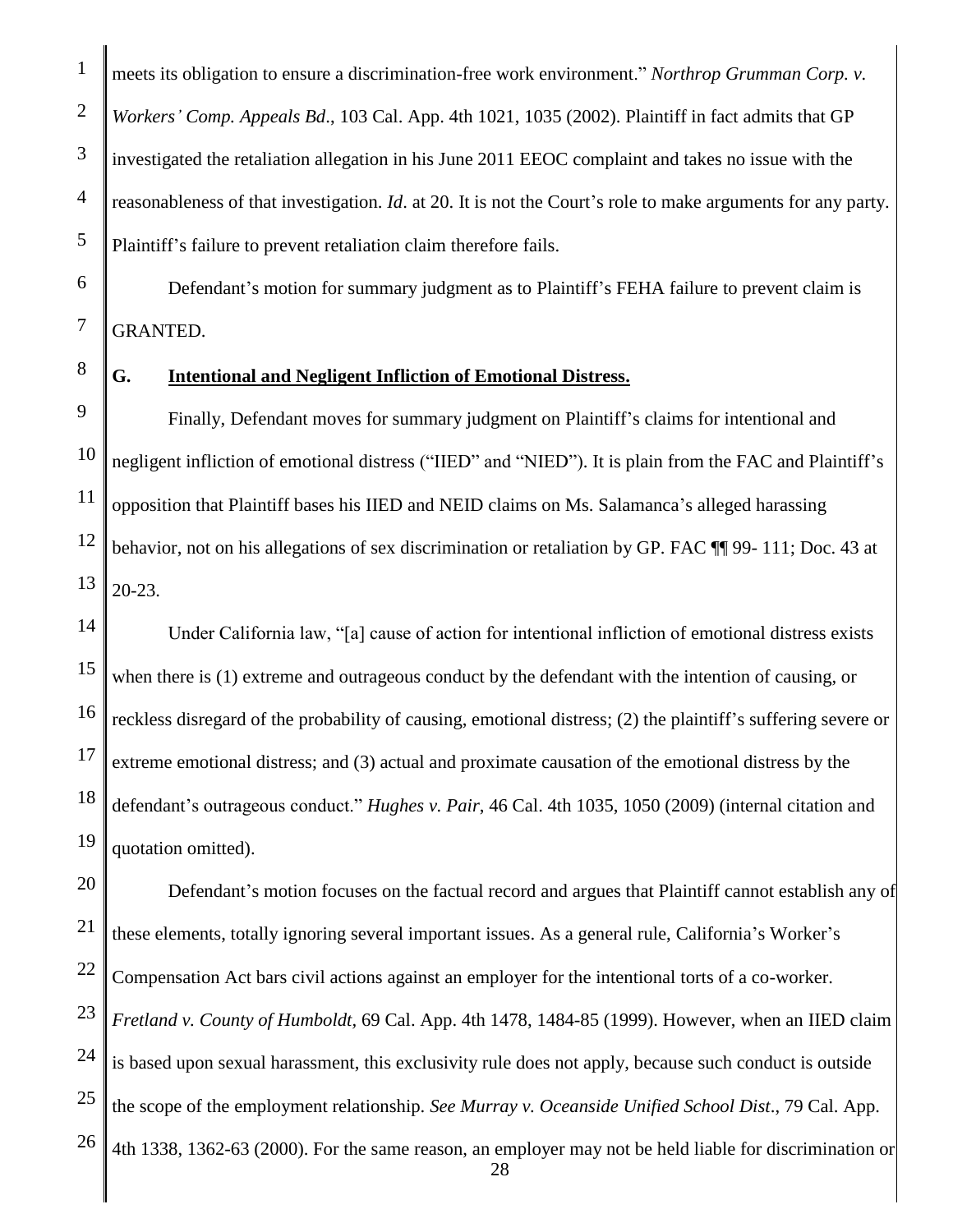meets its obligation to ensure a discrimination-free work environment." *Northrop Grumman Corp. v. Workers' Comp. Appeals Bd*., 103 Cal. App. 4th 1021, 1035 (2002). Plaintiff in fact admits that GP investigated the retaliation allegation in his June 2011 EEOC complaint and takes no issue with the reasonableness of that investigation. *Id*. at 20. It is not the Court's role to make arguments for any party. Plaintiff's failure to prevent retaliation claim therefore fails.

Defendant's motion for summary judgment as to Plaintiff's FEHA failure to prevent claim is GRANTED.

### G. Intentional and Negligent Infliction of Emotional Distress.

Finally, Defendant moves for summary judgment on Plaintiff's claims for intentional and negligent infliction of emotional distress ("IIED" and "NIED"). It is plain from the FAC and Plaintiff's opposition that Plaintiff bases his IIED and NEID claims on Ms. Salamanca's alleged harassing behavior, not on his allegations of sex discrimination or retaliation by GP. FAC ¶¶ 99- 111; Doc. 43 at 20-23.

Under California law, "[a] cause of action for intentional infliction of emotional distress exists when there is (1) extreme and outrageous conduct by the defendant with the intention of causing, or reckless disregard of the probability of causing, emotional distress; (2) the plaintiff's suffering severe or extreme emotional distress; and (3) actual and proximate causation of the emotional distress by the defendant's outrageous conduct." *Hughes v. Pair*, 46 Cal. 4th 1035, 1050 (2009) (internal citation and quotation omitted).

Defendant's motion focuses on the factual record and argues that Plaintiff cannot establish any of these elements, totally ignoring several important issues. As a general rule, California's Worker's Compensation Act bars civil actions against an employer for the intentional torts of a co-worker. *Fretland v. County of Humboldt*, 69 Cal. App. 4th 1478, 1484-85 (1999). However, when an IIED claim is based upon sexual harassment, this exclusivity rule does not apply, because such conduct is outside the scope of the employment relationship. *See Murray v. Oceanside Unified School Dist*., 79 Cal. App. 4th 1338, 1362-63 (2000). For the same reason, an employer may not be held liable for discrimination or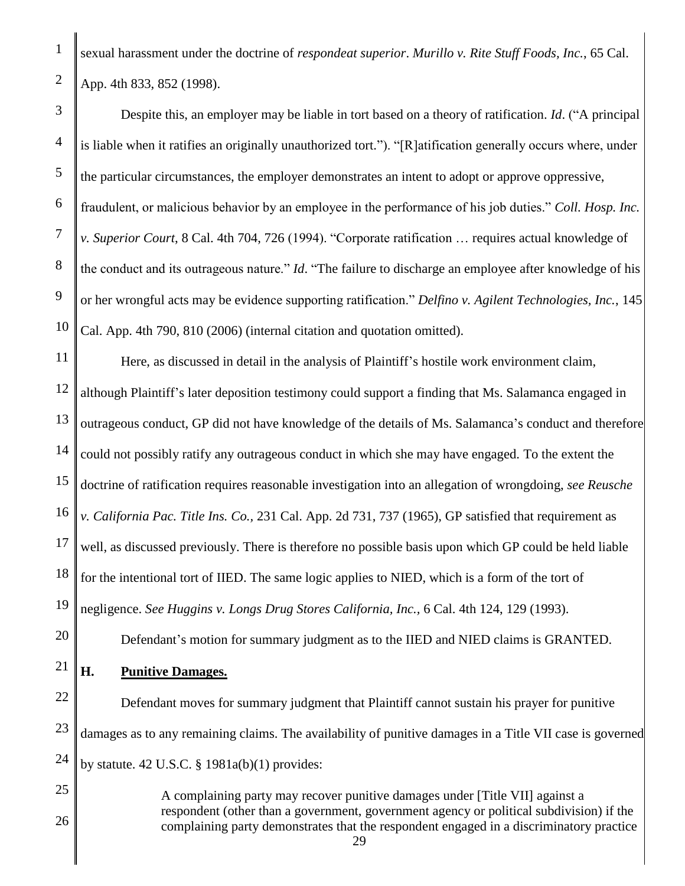sexual harassment under the doctrine of *respondeat superior*. *Murillo v. Rite Stuff Foods, Inc.*, 65 Cal. App. 4th 833, 852 (1998).

Despite this, an employer may be liable in tort based on a theory of ratification. *Id*. ("A principal is liable when it ratifies an originally unauthorized tort."). "[R]atification generally occurs where, under the particular circumstances, the employer demonstrates an intent to adopt or approve oppressive, fraudulent, or malicious behavior by an employee in the performance of his job duties." *Coll. Hosp. Inc. v. Superior Court*, 8 Cal. 4th 704, 726 (1994). "Corporate ratification … requires actual knowledge of the conduct and its outrageous nature." *Id*. "The failure to discharge an employee after knowledge of his or her wrongful acts may be evidence supporting ratification." *Delfino v. Agilent Technologies, Inc.*, 145 Cal. App. 4th 790, 810 (2006) (internal citation and quotation omitted).

Here, as discussed in detail in the analysis of Plaintiff's hostile work environment claim, although Plaintiff's later deposition testimony could support a finding that Ms. Salamanca engaged in outrageous conduct, GP did not have knowledge of the details of Ms. Salamanca's conduct and therefore could not possibly ratify any outrageous conduct in which she may have engaged. To the extent the doctrine of ratification requires reasonable investigation into an allegation of wrongdoing, *see Reusche v. California Pac. Title Ins. Co.*, 231 Cal. App. 2d 731, 737 (1965), GP satisfied that requirement as well, as discussed previously. There is therefore no possible basis upon which GP could be held liable for the intentional tort of IIED. The same logic applies to NIED, which is a form of the tort of negligence. *See Huggins v. Longs Drug Stores California, Inc.*, 6 Cal. 4th 124, 129 (1993).

Defendant's motion for summary judgment as to the IIED and NIED claims is GRANTED.

### H. Punitive Damages.

Defendant moves for summary judgment that Plaintiff cannot sustain his prayer for punitive damages as to any remaining claims. The availability of punitive damages in a Title VII case is governed by statute. 42 U.S.C. § 1981a(b)(1) provides:

> A complaining party may recover punitive damages under [Title VII] against a respondent (other than a government, government agency or political subdivision) if the complaining party demonstrates that the respondent engaged in a discriminatory practice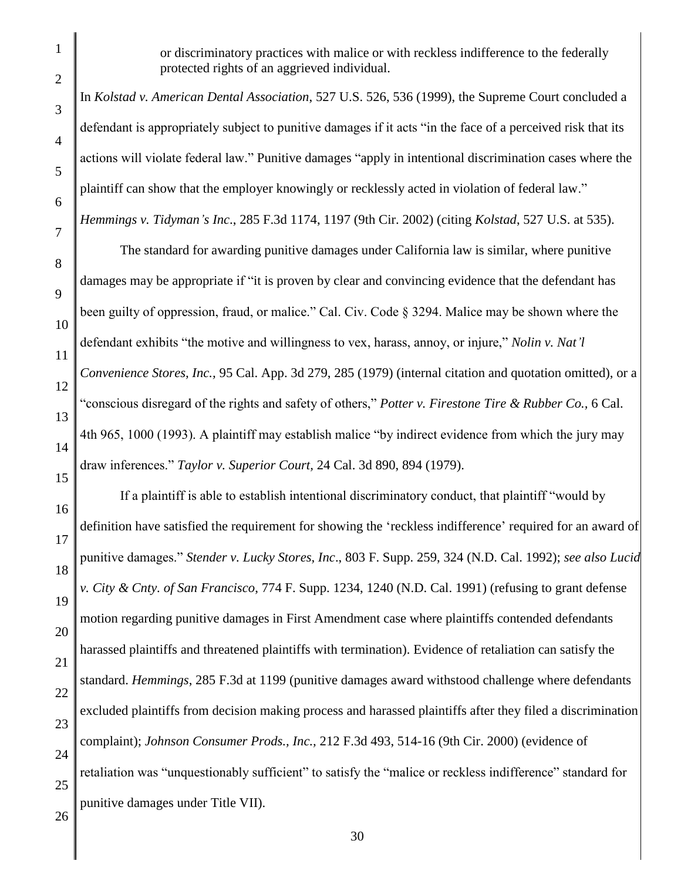> or discriminatory practices with malice or with reckless indifference to the federally protected rights of an aggrieved individual.

In *Kolstad v. American Dental Association*, 527 U.S. 526, 536 (1999), the Supreme Court concluded a defendant is appropriately subject to punitive damages if it acts "in the face of a perceived risk that its actions will violate federal law." Punitive damages "apply in intentional discrimination cases where the plaintiff can show that the employer knowingly or recklessly acted in violation of federal law." *Hemmings v. Tidyman's Inc*., 285 F.3d 1174, 1197 (9th Cir. 2002) (citing *Kolstad*, 527 U.S. at 535).

The standard for awarding punitive damages under California law is similar, where punitive damages may be appropriate if "it is proven by clear and convincing evidence that the defendant has been guilty of oppression, fraud, or malice." Cal. Civ. Code § 3294. Malice may be shown where the defendant exhibits "the motive and willingness to vex, harass, annoy, or injure," *Nolin v. Nat'l Convenience Stores, Inc.*, 95 Cal. App. 3d 279, 285 (1979) (internal citation and quotation omitted), or a "conscious disregard of the rights and safety of others," *Potter v. Firestone Tire & Rubber Co.*, 6 Cal. 4th 965, 1000 (1993). A plaintiff may establish malice "by indirect evidence from which the jury may draw inferences." *Taylor v. Superior Court*, 24 Cal. 3d 890, 894 (1979).

If a plaintiff is able to establish intentional discriminatory conduct, that plaintiff "would by definition have satisfied the requirement for showing the 'reckless indifference' required for an award of punitive damages." *Stender v. Lucky Stores, Inc*., 803 F. Supp. 259, 324 (N.D. Cal. 1992); *see also Lucid v. City & Cnty. of San Francisco*, 774 F. Supp. 1234, 1240 (N.D. Cal. 1991) (refusing to grant defense motion regarding punitive damages in First Amendment case where plaintiffs contended defendants harassed plaintiffs and threatened plaintiffs with termination). Evidence of retaliation can satisfy the standard. *Hemmings*, 285 F.3d at 1199 (punitive damages award withstood challenge where defendants excluded plaintiffs from decision making process and harassed plaintiffs after they filed a discrimination complaint); *Johnson Consumer Prods., Inc.,* 212 F.3d 493, 514-16 (9th Cir. 2000) (evidence of retaliation was "unquestionably sufficient" to satisfy the "malice or reckless indifference" standard for punitive damages under Title VII).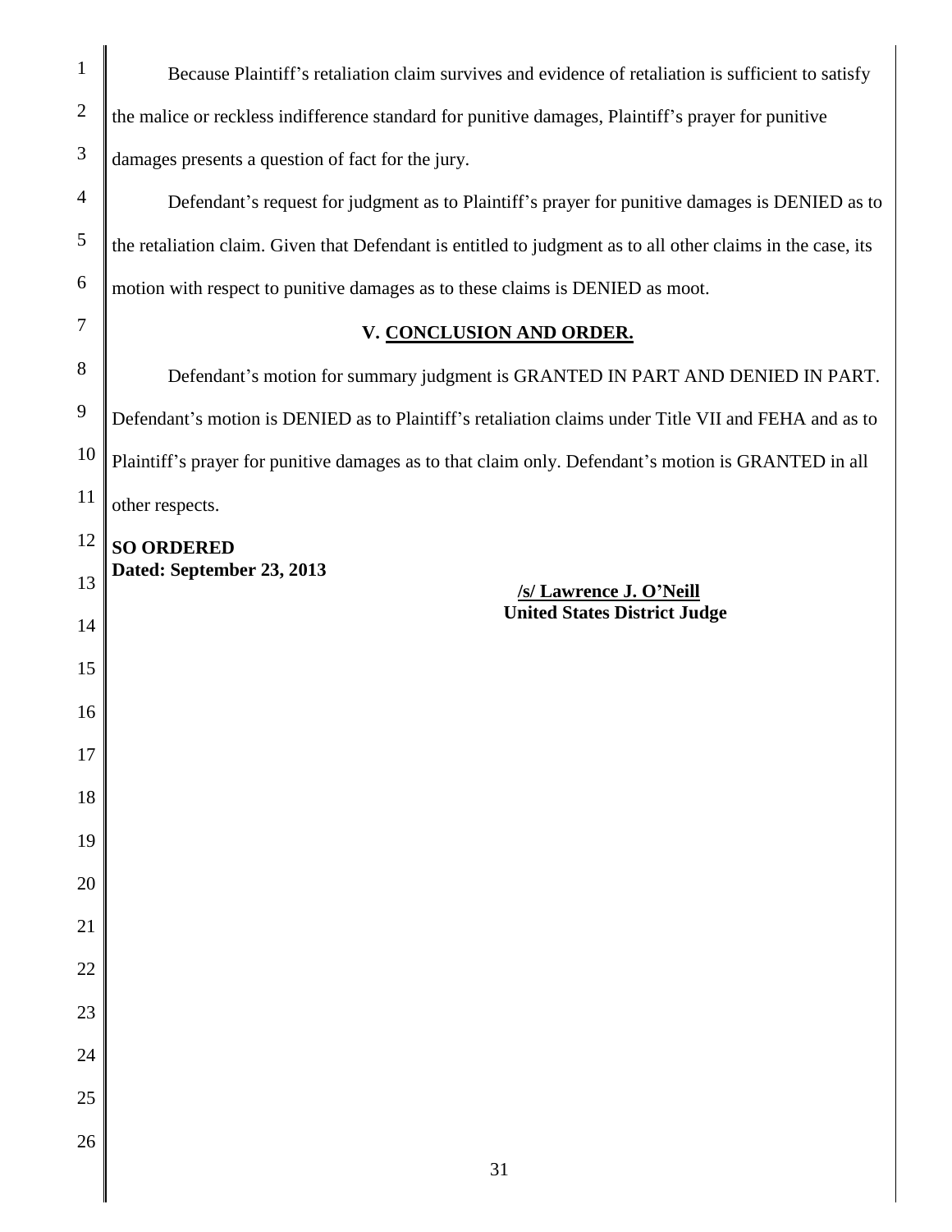Because Plaintiff's retaliation claim survives and evidence of retaliation is sufficient to satisfy the malice or reckless indifference standard for punitive damages, Plaintiff's prayer for punitive damages presents a question of fact for the jury.

Defendant's request for judgment as to Plaintiff's prayer for punitive damages is DENIED as to the retaliation claim. Given that Defendant is entitled to judgment as to all other claims in the case, its motion with respect to punitive damages as to these claims is DENIED as moot.

## V. CONCLUSION AND ORDER.

Defendant's motion for summary judgment is GRANTED IN PART AND DENIED IN PART. Defendant's motion is DENIED as to Plaintiff's retaliation claims under Title VII and FEHA and as to Plaintiff's prayer for punitive damages as to that claim only. Defendant's motion is GRANTED in all other respects.

**SO ORDERED**
**Dated: September 23, 2013**

**/s/ Lawrence J. O'Neill**
**United States District Judge**